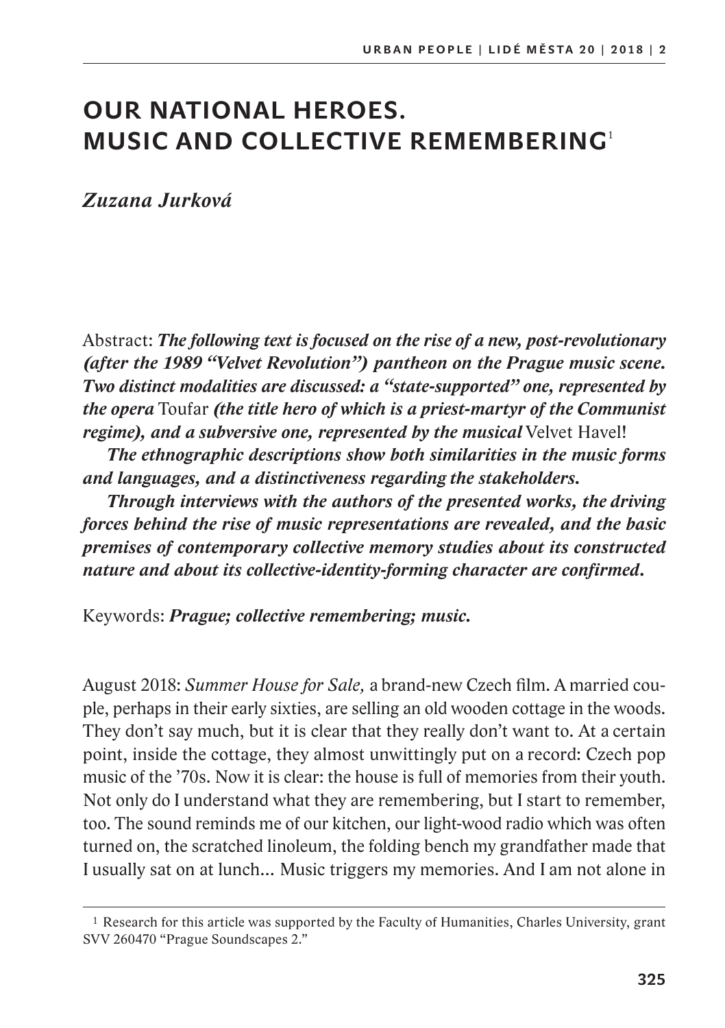# OUR NATIONAL HEROES. MUSIC AND COLLECTIVE REMEMBERING[1]

*Zuzana Jurková*

Abstract: ***The following text is focused on the rise of a new, post-revolutionary (after the 1989 "Velvet Revolution") pantheon on the Prague music scene. Two distinct modalities are discussed: a "state-supported" one, represented by the opera*** Toufar ***(the title hero of which is a priest-martyr of the Communist regime), and a subversive one, represented by the musical*** Velvet Havel!

***The ethnographic descriptions show both similarities in the music forms and languages, and a distinctiveness regarding the stakeholders.***

***Through interviews with the authors of the presented works, the driving forces behind the rise of music representations are revealed, and the basic premises of contemporary collective memory studies about its constructed nature and about its collective-identity-forming character are confirmed.***

Keywords: ***Prague; collective remembering; music.***

August 2018: *Summer House for Sale,* a brand-new Czech film. A married couple, perhaps in their early sixties, are selling an old wooden cottage in the woods. They don't say much, but it is clear that they really don't want to. At a certain point, inside the cottage, they almost unwittingly put on a record: Czech pop music of the '70s. Now it is clear: the house is full of memories from their youth. Not only do I understand what they are remembering, but I start to remember, too. The sound reminds me of our kitchen, our light-wood radio which was often turned on, the scratched linoleum, the folding bench my grandfather made that I usually sat on at lunch... Music triggers my memories. And I am not alone in

[1] Research for this article was supported by the Faculty of Humanities, Charles University, grant SVV 260470 "Prague Soundscapes 2."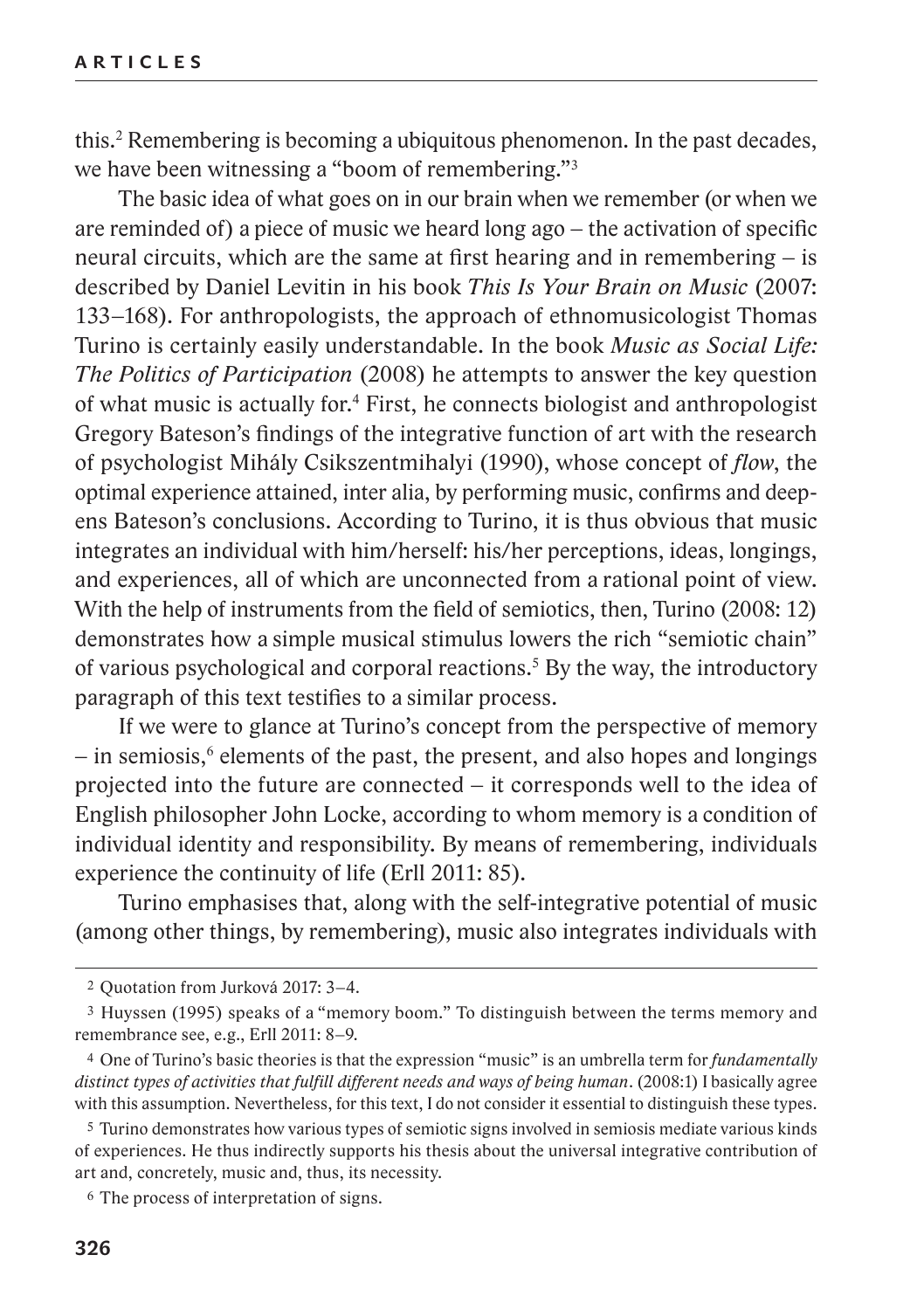this.[2] Remembering is becoming a ubiquitous phenomenon. In the past decades, we have been witnessing a "boom of remembering."[3]

The basic idea of what goes on in our brain when we remember (or when we are reminded of) a piece of music we heard long ago – the activation of specific neural circuits, which are the same at first hearing and in remembering – is described by Daniel Levitin in his book *This Is Your Brain on Music* (2007: 133–168). For anthropologists, the approach of ethnomusicologist Thomas Turino is certainly easily understandable. In the book *Music as Social Life: The Politics of Participation* (2008) he attempts to answer the key question of what music is actually for.[4] First, he connects biologist and anthropologist Gregory Bateson's findings of the integrative function of art with the research of psychologist Mihály Csikszentmihalyi (1990), whose concept of *flow*, the optimal experience attained, inter alia, by performing music, confirms and deepens Bateson's conclusions. According to Turino, it is thus obvious that music integrates an individual with him/herself: his/her perceptions, ideas, longings, and experiences, all of which are unconnected from a rational point of view. With the help of instruments from the field of semiotics, then, Turino (2008: 12) demonstrates how a simple musical stimulus lowers the rich "semiotic chain" of various psychological and corporal reactions.[5] By the way, the introductory paragraph of this text testifies to a similar process.

If we were to glance at Turino's concept from the perspective of memory – in semiosis,[6] elements of the past, the present, and also hopes and longings projected into the future are connected – it corresponds well to the idea of English philosopher John Locke, according to whom memory is a condition of individual identity and responsibility. By means of remembering, individuals experience the continuity of life (Erll 2011: 85).

Turino emphasises that, along with the self-integrative potential of music (among other things, by remembering), music also integrates individuals with

---

2 Quotation from Jurková 2017: 3–4.

3 Huyssen (1995) speaks of a "memory boom." To distinguish between the terms memory and remembrance see, e.g., Erll 2011: 8–9.

4 One of Turino's basic theories is that the expression "music" is an umbrella term for *fundamentally distinct types of activities that fulfill different needs and ways of being human*. (2008:1) I basically agree with this assumption. Nevertheless, for this text, I do not consider it essential to distinguish these types.

5 Turino demonstrates how various types of semiotic signs involved in semiosis mediate various kinds of experiences. He thus indirectly supports his thesis about the universal integrative contribution of art and, concretely, music and, thus, its necessity.

6 The process of interpretation of signs.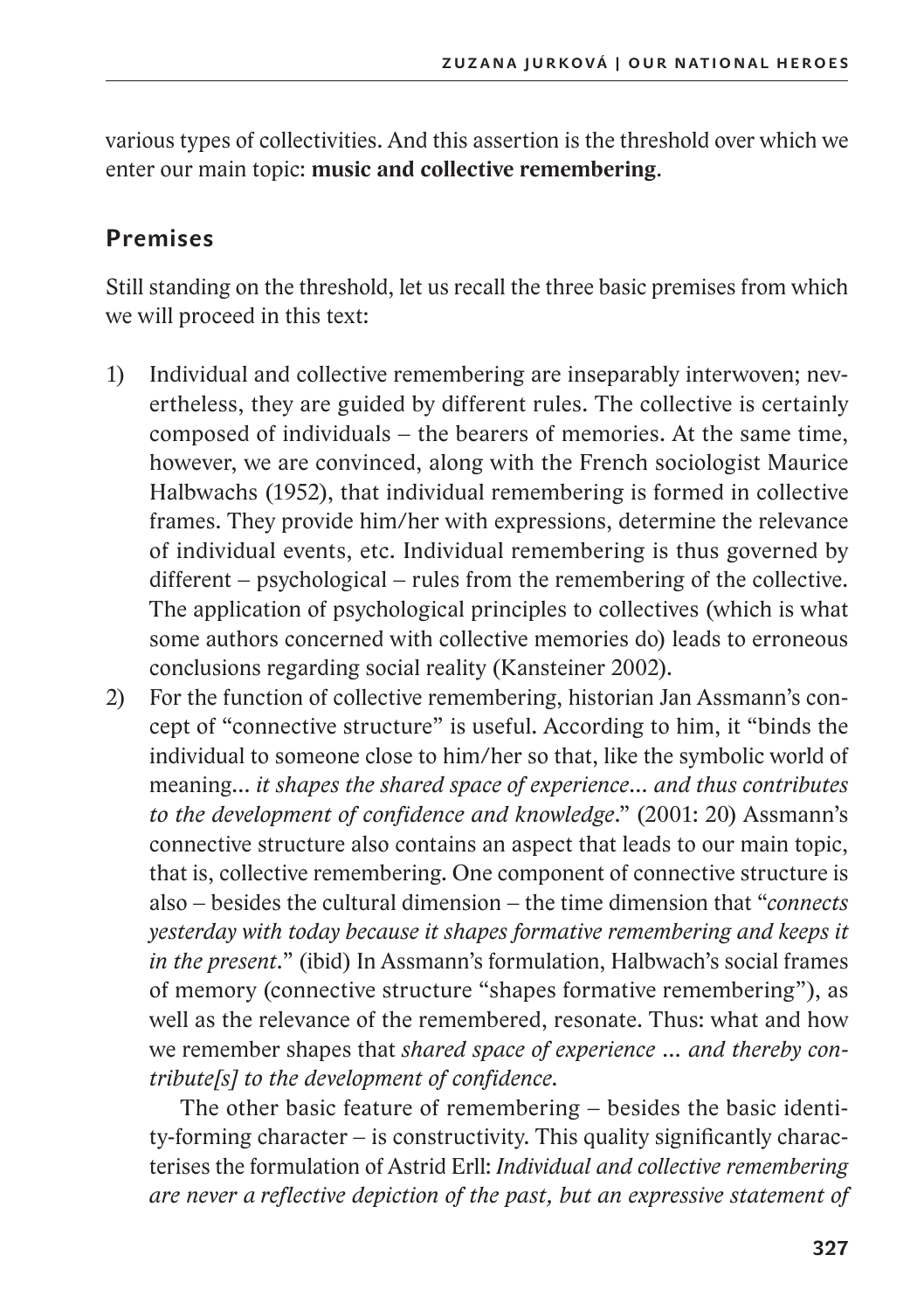various types of collectivities. And this assertion is the threshold over which we enter our main topic: **music and collective remembering**.

## Premises

Still standing on the threshold, let us recall the three basic premises from which we will proceed in this text:

1) Individual and collective remembering are inseparably interwoven; nevertheless, they are guided by different rules. The collective is certainly composed of individuals – the bearers of memories. At the same time, however, we are convinced, along with the French sociologist Maurice Halbwachs (1952), that individual remembering is formed in collective frames. They provide him/her with expressions, determine the relevance of individual events, etc. Individual remembering is thus governed by different – psychological – rules from the remembering of the collective. The application of psychological principles to collectives (which is what some authors concerned with collective memories do) leads to erroneous conclusions regarding social reality (Kansteiner 2002).
2) For the function of collective remembering, historian Jan Assmann's concept of "connective structure" is useful. According to him, it "binds the individual to someone close to him/her so that, like the symbolic world of meaning... *it shapes the shared space of experience... and thus contributes to the development of confidence and knowledge*." (2001: 20) Assmann's connective structure also contains an aspect that leads to our main topic, that is, collective remembering. One component of connective structure is also – besides the cultural dimension – the time dimension that "*connects yesterday with today because it shapes formative remembering and keeps it in the present*." (ibid) In Assmann's formulation, Halbwach's social frames of memory (connective structure "shapes formative remembering"), as well as the relevance of the remembered, resonate. Thus: what and how we remember shapes that *shared space of experience … and thereby contribute[s] to the development of confidence*.

   The other basic feature of remembering – besides the basic identity-forming character – is constructivity. This quality significantly characterises the formulation of Astrid Erll: *Individual and collective remembering are never a reflective depiction of the past, but an expressive statement of*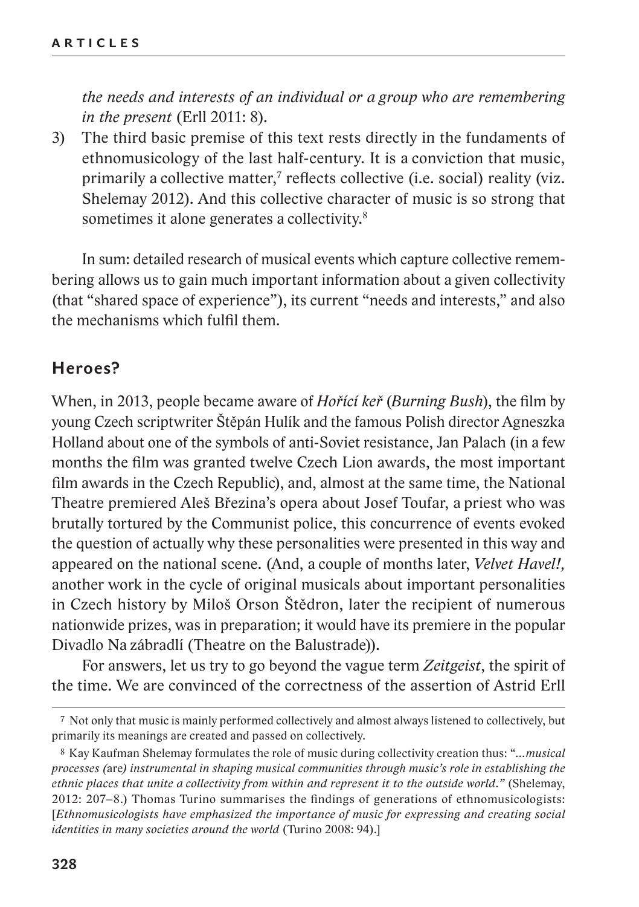*the needs and interests of an individual or a group who are remembering in the present* (Erll 2011: 8).

3) The third basic premise of this text rests directly in the fundaments of ethnomusicology of the last half-century. It is a conviction that music, primarily a collective matter,[7] reflects collective (i.e. social) reality (viz. Shelemay 2012). And this collective character of music is so strong that sometimes it alone generates a collectivity.[8]

In sum: detailed research of musical events which capture collective remembering allows us to gain much important information about a given collectivity (that "shared space of experience"), its current "needs and interests," and also the mechanisms which fulfil them.

## Heroes?

When, in 2013, people became aware of *Hořící keř* (*Burning Bush*), the film by young Czech scriptwriter Štěpán Hulík and the famous Polish director Agneszka Holland about one of the symbols of anti-Soviet resistance, Jan Palach (in a few months the film was granted twelve Czech Lion awards, the most important film awards in the Czech Republic), and, almost at the same time, the National Theatre premiered Aleš Březina's opera about Josef Toufar, a priest who was brutally tortured by the Communist police, this concurrence of events evoked the question of actually why these personalities were presented in this way and appeared on the national scene. (And, a couple of months later, *Velvet Havel!,* another work in the cycle of original musicals about important personalities in Czech history by Miloš Orson Štědron, later the recipient of numerous nationwide prizes, was in preparation; it would have its premiere in the popular Divadlo Na zábradlí (Theatre on the Balustrade)).

For answers, let us try to go beyond the vague term *Zeitgeist*, the spirit of the time. We are convinced of the correctness of the assertion of Astrid Erll

---

7 Not only that music is mainly performed collectively and almost always listened to collectively, but primarily its meanings are created and passed on collectively.

8 Kay Kaufman Shelemay formulates the role of music during collectivity creation thus: "*…musical processes (*are*) instrumental in shaping musical communities through music's role in establishing the ethnic places that unite a collectivity from within and represent it to the outside world."* (Shelemay, 2012: 207–8.) Thomas Turino summarises the findings of generations of ethnomusicologists: [*Ethnomusicologists have emphasized the importance of music for expressing and creating social identities in many societies around the world* (Turino 2008: 94).]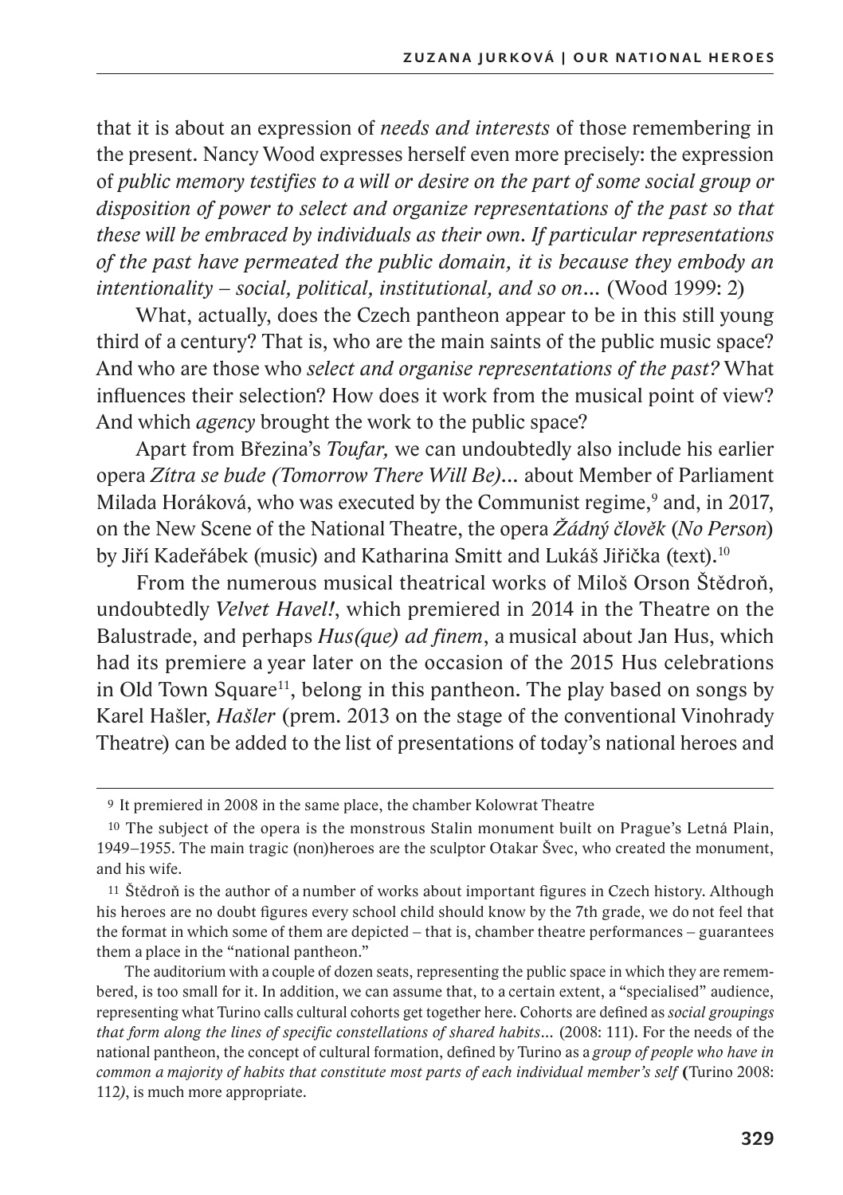that it is about an expression of *needs and interests* of those remembering in the present. Nancy Wood expresses herself even more precisely: the expression of *public memory testifies to a will or desire on the part of some social group or disposition of power to select and organize representations of the past so that these will be embraced by individuals as their own. If particular representations of the past have permeated the public domain, it is because they embody an intentionality – social, political, institutional, and so on…* (Wood 1999: 2)

What, actually, does the Czech pantheon appear to be in this still young third of a century? That is, who are the main saints of the public music space? And who are those who *select and organise representations of the past?* What influences their selection? How does it work from the musical point of view? And which *agency* brought the work to the public space?

Apart from Březina's *Toufar,* we can undoubtedly also include his earlier opera *Zítra se bude (Tomorrow There Will Be)…* about Member of Parliament Milada Horáková, who was executed by the Communist regime,[9] and, in 2017, on the New Scene of the National Theatre, the opera *Žádný člověk* (*No Person*) by Jiří Kadeřábek (music) and Katharina Smitt and Lukáš Jiřička (text).[10]

From the numerous musical theatrical works of Miloš Orson Štědroň, undoubtedly *Velvet Havel!*, which premiered in 2014 in the Theatre on the Balustrade, and perhaps *Hus(que) ad finem*, a musical about Jan Hus, which had its premiere a year later on the occasion of the 2015 Hus celebrations in Old Town Square[11], belong in this pantheon. The play based on songs by Karel Hašler, *Hašler* (prem. 2013 on the stage of the conventional Vinohrady Theatre) can be added to the list of presentations of today's national heroes and

---

[9] It premiered in 2008 in the same place, the chamber Kolowrat Theatre

[10] The subject of the opera is the monstrous Stalin monument built on Prague's Letná Plain, 1949–1955. The main tragic (non)heroes are the sculptor Otakar Švec, who created the monument, and his wife.

[11] Štědroň is the author of a number of works about important figures in Czech history. Although his heroes are no doubt figures every school child should know by the 7th grade, we do not feel that the format in which some of them are depicted – that is, chamber theatre performances – guarantees them a place in the "national pantheon."

The auditorium with a couple of dozen seats, representing the public space in which they are remembered, is too small for it. In addition, we can assume that, to a certain extent, a "specialised" audience, representing what Turino calls cultural cohorts get together here. Cohorts are defined as *social groupings that form along the lines of specific constellations of shared habits…* (2008: 111). For the needs of the national pantheon, the concept of cultural formation, defined by Turino as a *group of people who have in common a majority of habits that constitute most parts of each individual member's self* (Turino 2008: 112), is much more appropriate.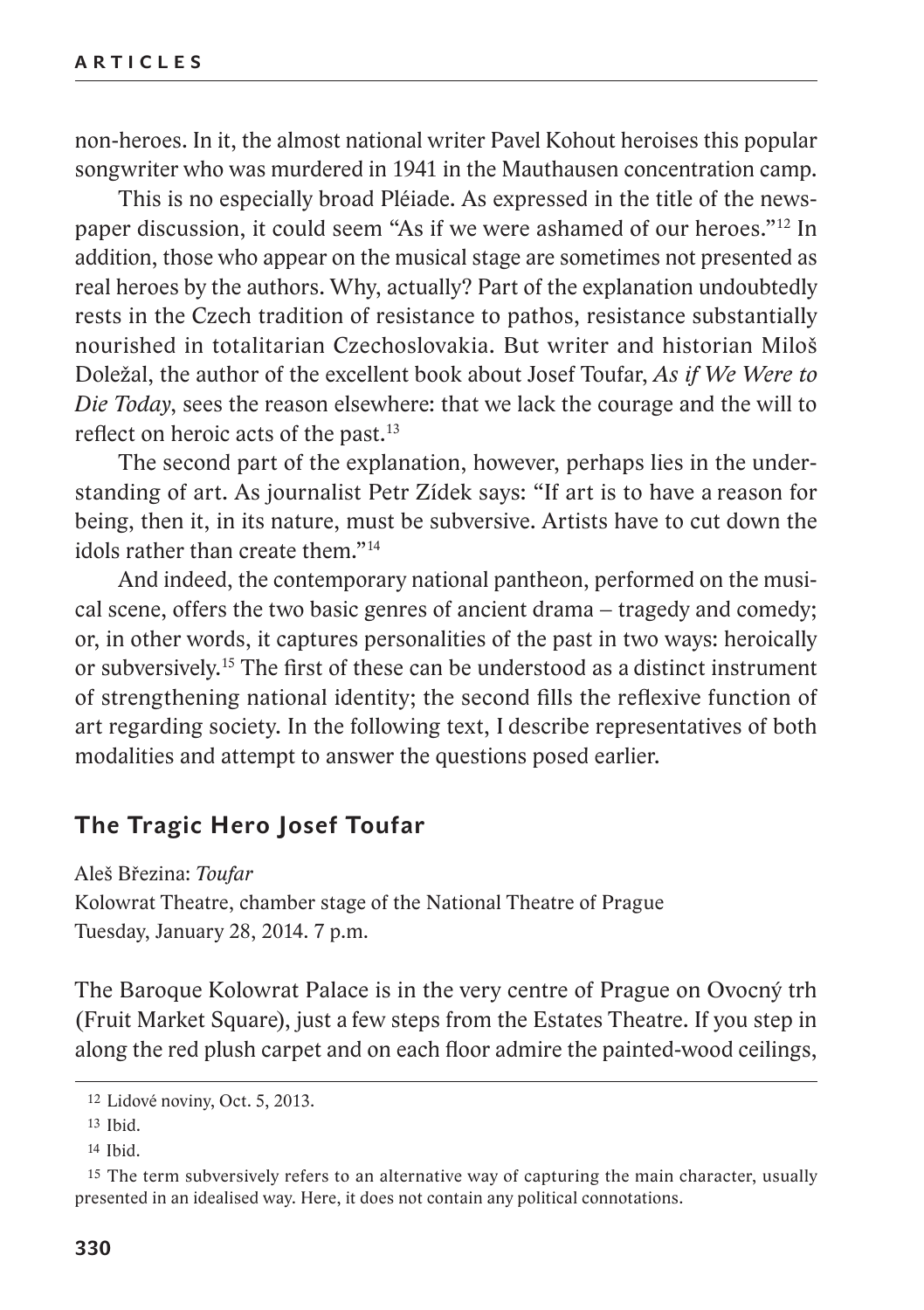non-heroes. In it, the almost national writer Pavel Kohout heroises this popular songwriter who was murdered in 1941 in the Mauthausen concentration camp.

This is no especially broad Pléiade. As expressed in the title of the newspaper discussion, it could seem "As if we were ashamed of our heroes."[12] In addition, those who appear on the musical stage are sometimes not presented as real heroes by the authors. Why, actually? Part of the explanation undoubtedly rests in the Czech tradition of resistance to pathos, resistance substantially nourished in totalitarian Czechoslovakia. But writer and historian Miloš Doležal, the author of the excellent book about Josef Toufar, *As if We Were to Die Today*, sees the reason elsewhere: that we lack the courage and the will to reflect on heroic acts of the past.[13]

The second part of the explanation, however, perhaps lies in the understanding of art. As journalist Petr Zídek says: "If art is to have a reason for being, then it, in its nature, must be subversive. Artists have to cut down the idols rather than create them."[14]

And indeed, the contemporary national pantheon, performed on the musical scene, offers the two basic genres of ancient drama – tragedy and comedy; or, in other words, it captures personalities of the past in two ways: heroically or subversively.[15] The first of these can be understood as a distinct instrument of strengthening national identity; the second fills the reflexive function of art regarding society. In the following text, I describe representatives of both modalities and attempt to answer the questions posed earlier.

## The Tragic Hero Josef Toufar

Aleš Březina: *Toufar*
Kolowrat Theatre, chamber stage of the National Theatre of Prague
Tuesday, January 28, 2014. 7 p.m.

The Baroque Kolowrat Palace is in the very centre of Prague on Ovocný trh (Fruit Market Square), just a few steps from the Estates Theatre. If you step in along the red plush carpet and on each floor admire the painted-wood ceilings,

---

[12] Lidové noviny, Oct. 5, 2013.

[13] Ibid.

[14] Ibid.

[15] The term subversively refers to an alternative way of capturing the main character, usually presented in an idealised way. Here, it does not contain any political connotations.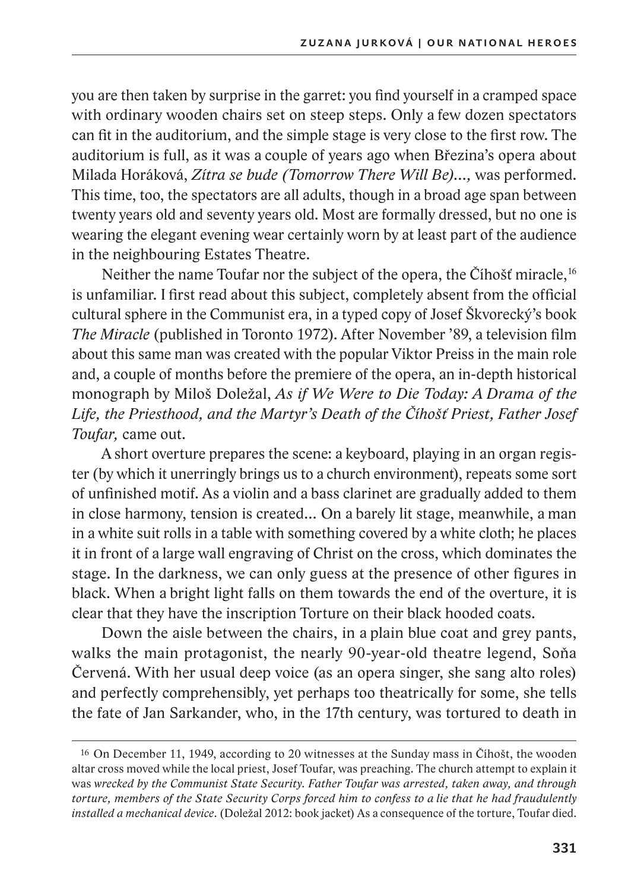you are then taken by surprise in the garret: you find yourself in a cramped space with ordinary wooden chairs set on steep steps. Only a few dozen spectators can fit in the auditorium, and the simple stage is very close to the first row. The auditorium is full, as it was a couple of years ago when Březina's opera about Milada Horáková, *Zítra se bude (Tomorrow There Will Be)...,* was performed. This time, too, the spectators are all adults, though in a broad age span between twenty years old and seventy years old. Most are formally dressed, but no one is wearing the elegant evening wear certainly worn by at least part of the audience in the neighbouring Estates Theatre.

Neither the name Toufar nor the subject of the opera, the Číhošť miracle,[16] is unfamiliar. I first read about this subject, completely absent from the official cultural sphere in the Communist era, in a typed copy of Josef Škvorecký's book *The Miracle* (published in Toronto 1972). After November '89, a television film about this same man was created with the popular Viktor Preiss in the main role and, a couple of months before the premiere of the opera, an in-depth historical monograph by Miloš Doležal, *As if We Were to Die Today: A Drama of the Life, the Priesthood, and the Martyr's Death of the Číhošť Priest, Father Josef Toufar,* came out.

A short overture prepares the scene: a keyboard, playing in an organ register (by which it unerringly brings us to a church environment), repeats some sort of unfinished motif. As a violin and a bass clarinet are gradually added to them in close harmony, tension is created... On a barely lit stage, meanwhile, a man in a white suit rolls in a table with something covered by a white cloth; he places it in front of a large wall engraving of Christ on the cross, which dominates the stage. In the darkness, we can only guess at the presence of other figures in black. When a bright light falls on them towards the end of the overture, it is clear that they have the inscription Torture on their black hooded coats.

Down the aisle between the chairs, in a plain blue coat and grey pants, walks the main protagonist, the nearly 90-year-old theatre legend, Soňa Červená. With her usual deep voice (as an opera singer, she sang alto roles) and perfectly comprehensibly, yet perhaps too theatrically for some, she tells the fate of Jan Sarkander, who, in the 17th century, was tortured to death in

---

[16] On December 11, 1949, according to 20 witnesses at the Sunday mass in Číhošt, the wooden altar cross moved while the local priest, Josef Toufar, was preaching. The church attempt to explain it was *wrecked by the Communist State Security. Father Toufar was arrested, taken away, and through torture, members of the State Security Corps forced him to confess to a lie that he had fraudulently installed a mechanical device.* (Doležal 2012: book jacket) As a consequence of the torture, Toufar died.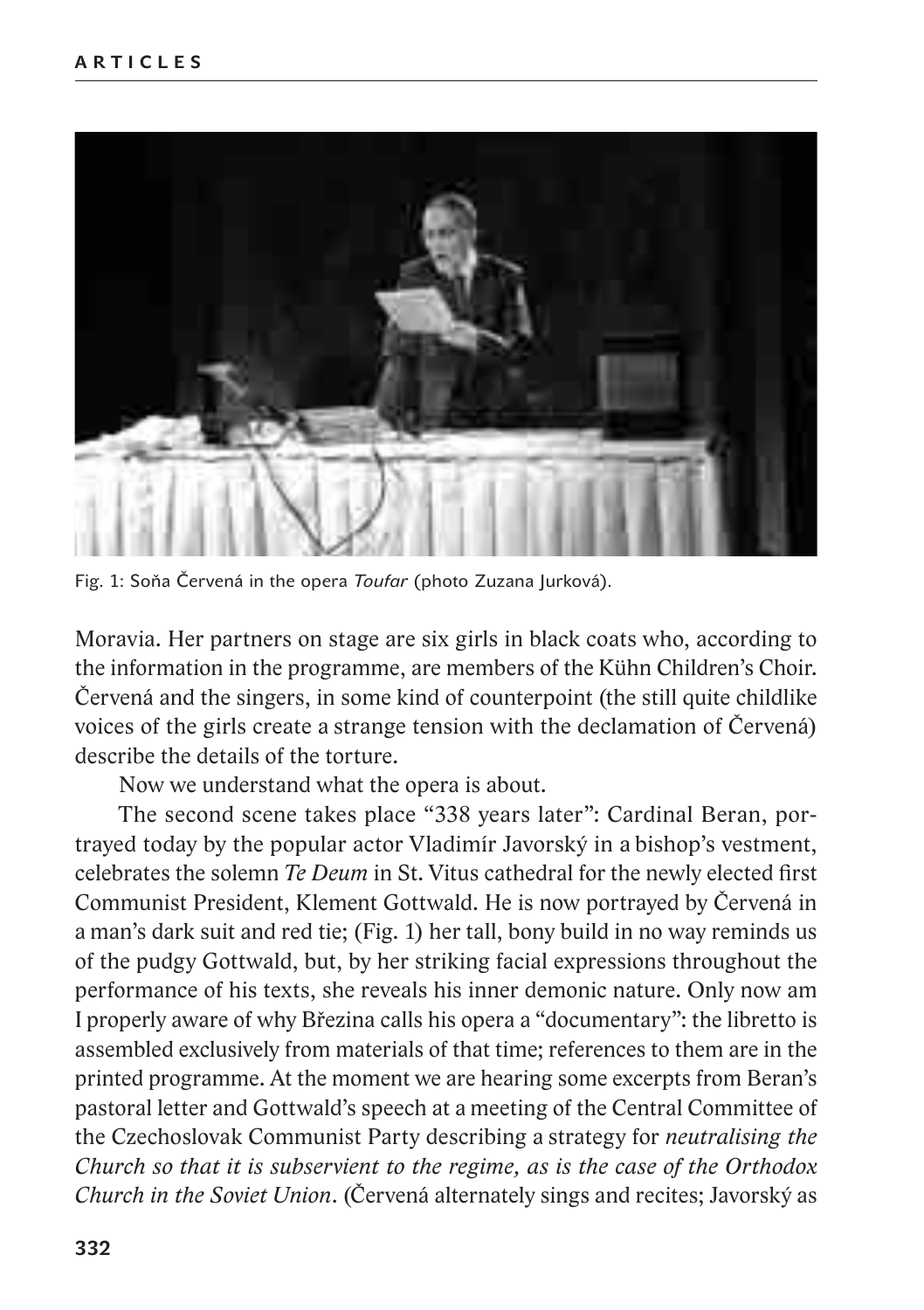Fig. 1: Soňa Červená in the opera *Toufar* (photo Zuzana Jurková).

Moravia. Her partners on stage are six girls in black coats who, according to the information in the programme, are members of the Kühn Children's Choir. Červená and the singers, in some kind of counterpoint (the still quite childlike voices of the girls create a strange tension with the declamation of Červená) describe the details of the torture.

Now we understand what the opera is about.

The second scene takes place "338 years later": Cardinal Beran, portrayed today by the popular actor Vladimír Javorský in a bishop's vestment, celebrates the solemn *Te Deum* in St. Vitus cathedral for the newly elected first Communist President, Klement Gottwald. He is now portrayed by Červená in a man's dark suit and red tie; (Fig. 1) her tall, bony build in no way reminds us of the pudgy Gottwald, but, by her striking facial expressions throughout the performance of his texts, she reveals his inner demonic nature. Only now am I properly aware of why Březina calls his opera a "documentary": the libretto is assembled exclusively from materials of that time; references to them are in the printed programme. At the moment we are hearing some excerpts from Beran's pastoral letter and Gottwald's speech at a meeting of the Central Committee of the Czechoslovak Communist Party describing a strategy for *neutralising the Church so that it is subservient to the regime, as is the case of the Orthodox Church in the Soviet Union*. (Červená alternately sings and recites; Javorský as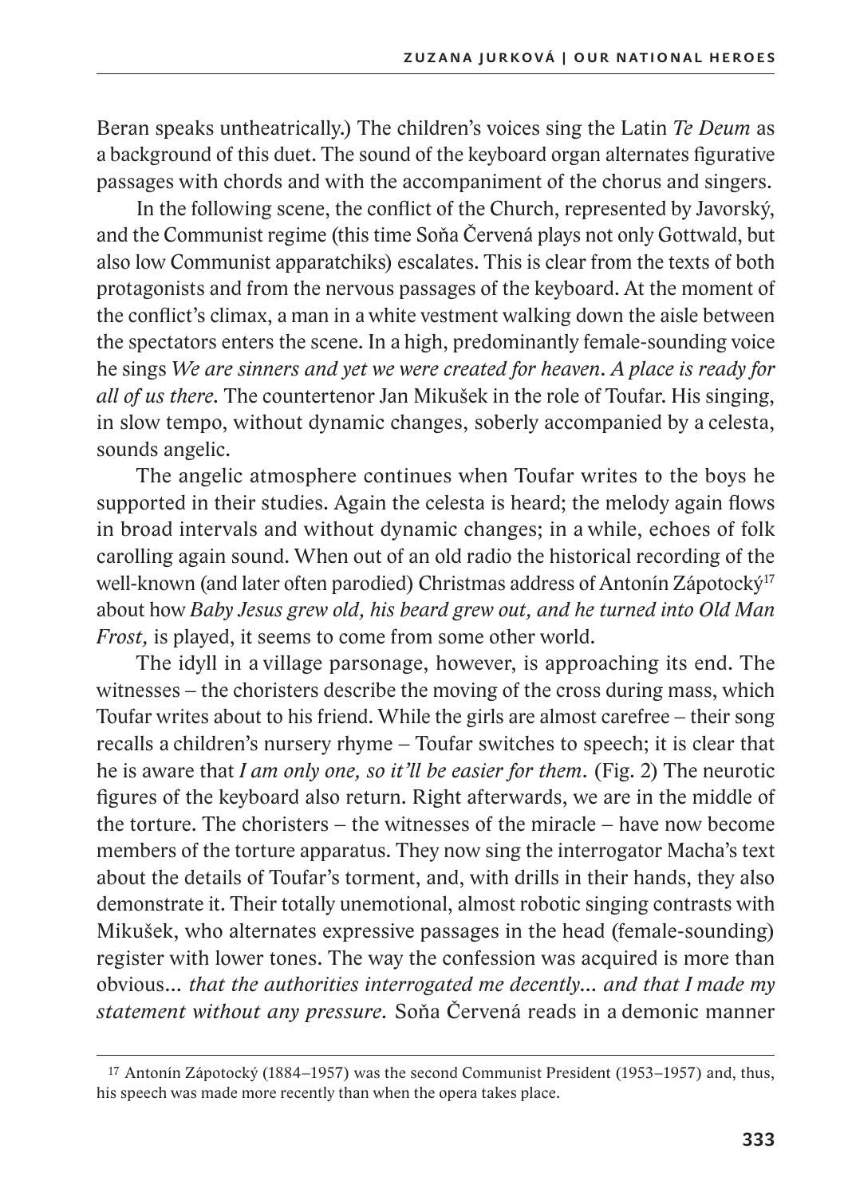Beran speaks untheatrically.) The children's voices sing the Latin *Te Deum* as a background of this duet. The sound of the keyboard organ alternates figurative passages with chords and with the accompaniment of the chorus and singers.

In the following scene, the conflict of the Church, represented by Javorský, and the Communist regime (this time Soňa Červená plays not only Gottwald, but also low Communist apparatchiks) escalates. This is clear from the texts of both protagonists and from the nervous passages of the keyboard. At the moment of the conflict's climax, a man in a white vestment walking down the aisle between the spectators enters the scene. In a high, predominantly female-sounding voice he sings *We are sinners and yet we were created for heaven. A place is ready for all of us there.* The countertenor Jan Mikušek in the role of Toufar. His singing, in slow tempo, without dynamic changes, soberly accompanied by a celesta, sounds angelic.

The angelic atmosphere continues when Toufar writes to the boys he supported in their studies. Again the celesta is heard; the melody again flows in broad intervals and without dynamic changes; in a while, echoes of folk carolling again sound. When out of an old radio the historical recording of the well-known (and later often parodied) Christmas address of Antonín Zápotocký[17] about how *Baby Jesus grew old, his beard grew out, and he turned into Old Man Frost,* is played, it seems to come from some other world.

The idyll in a village parsonage, however, is approaching its end. The witnesses – the choristers describe the moving of the cross during mass, which Toufar writes about to his friend. While the girls are almost carefree – their song recalls a children's nursery rhyme – Toufar switches to speech; it is clear that he is aware that *I am only one, so it'll be easier for them.* (Fig. 2) The neurotic figures of the keyboard also return. Right afterwards, we are in the middle of the torture. The choristers – the witnesses of the miracle – have now become members of the torture apparatus. They now sing the interrogator Macha's text about the details of Toufar's torment, and, with drills in their hands, they also demonstrate it. Their totally unemotional, almost robotic singing contrasts with Mikušek, who alternates expressive passages in the head (female-sounding) register with lower tones. The way the confession was acquired is more than obvious… *that the authorities interrogated me decently… and that I made my statement without any pressure.* Soňa Červená reads in a demonic manner

[17] Antonín Zápotocký (1884–1957) was the second Communist President (1953–1957) and, thus, his speech was made more recently than when the opera takes place.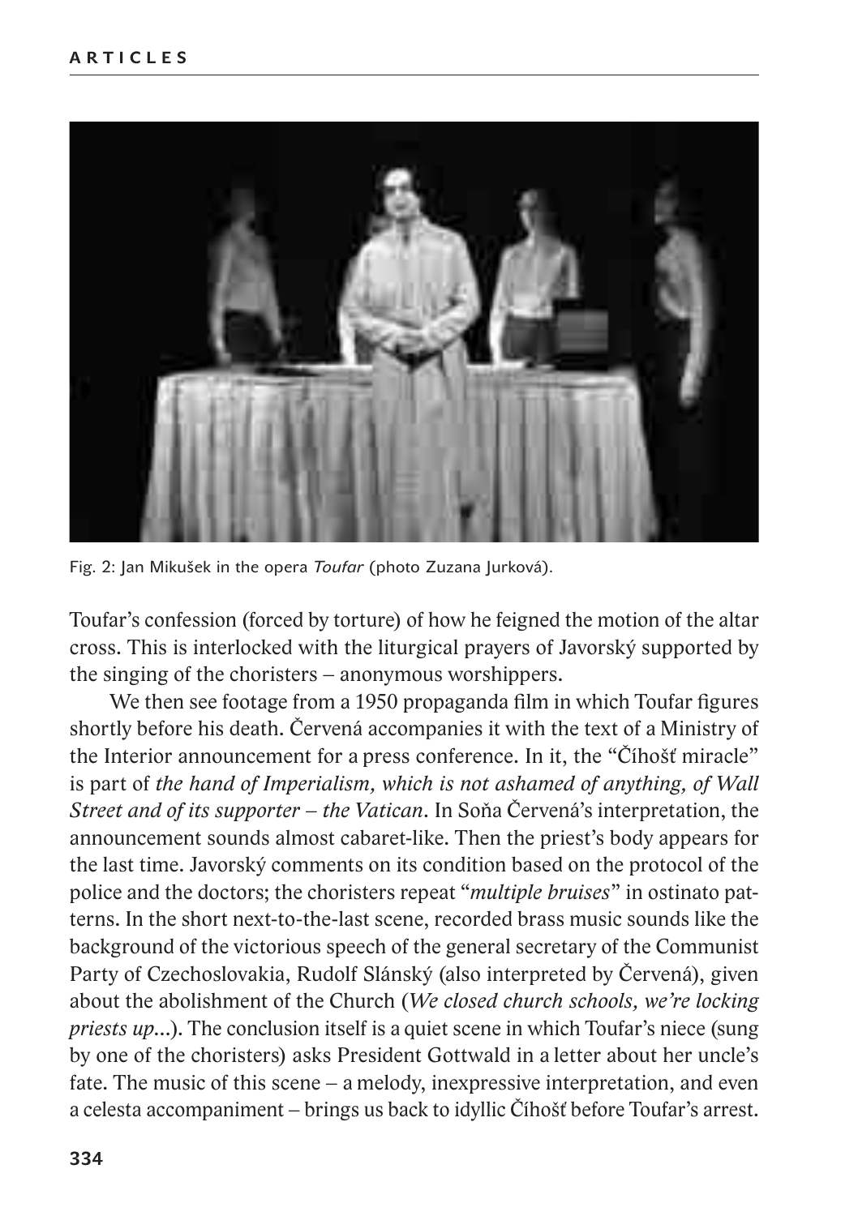Fig. 2: Jan Mikušek in the opera *Toufar* (photo Zuzana Jurková).

Toufar's confession (forced by torture) of how he feigned the motion of the altar cross. This is interlocked with the liturgical prayers of Javorský supported by the singing of the choristers – anonymous worshippers.

We then see footage from a 1950 propaganda film in which Toufar figures shortly before his death. Červená accompanies it with the text of a Ministry of the Interior announcement for a press conference. In it, the "Číhošť miracle" is part of *the hand of Imperialism, which is not ashamed of anything, of Wall Street and of its supporter – the Vatican*. In Soňa Červená's interpretation, the announcement sounds almost cabaret-like. Then the priest's body appears for the last time. Javorský comments on its condition based on the protocol of the police and the doctors; the choristers repeat "*multiple bruises*" in ostinato patterns. In the short next-to-the-last scene, recorded brass music sounds like the background of the victorious speech of the general secretary of the Communist Party of Czechoslovakia, Rudolf Slánský (also interpreted by Červená), given about the abolishment of the Church (*We closed church schools, we're locking priests up*...). The conclusion itself is a quiet scene in which Toufar's niece (sung by one of the choristers) asks President Gottwald in a letter about her uncle's fate. The music of this scene – a melody, inexpressive interpretation, and even a celesta accompaniment – brings us back to idyllic Číhošť before Toufar's arrest.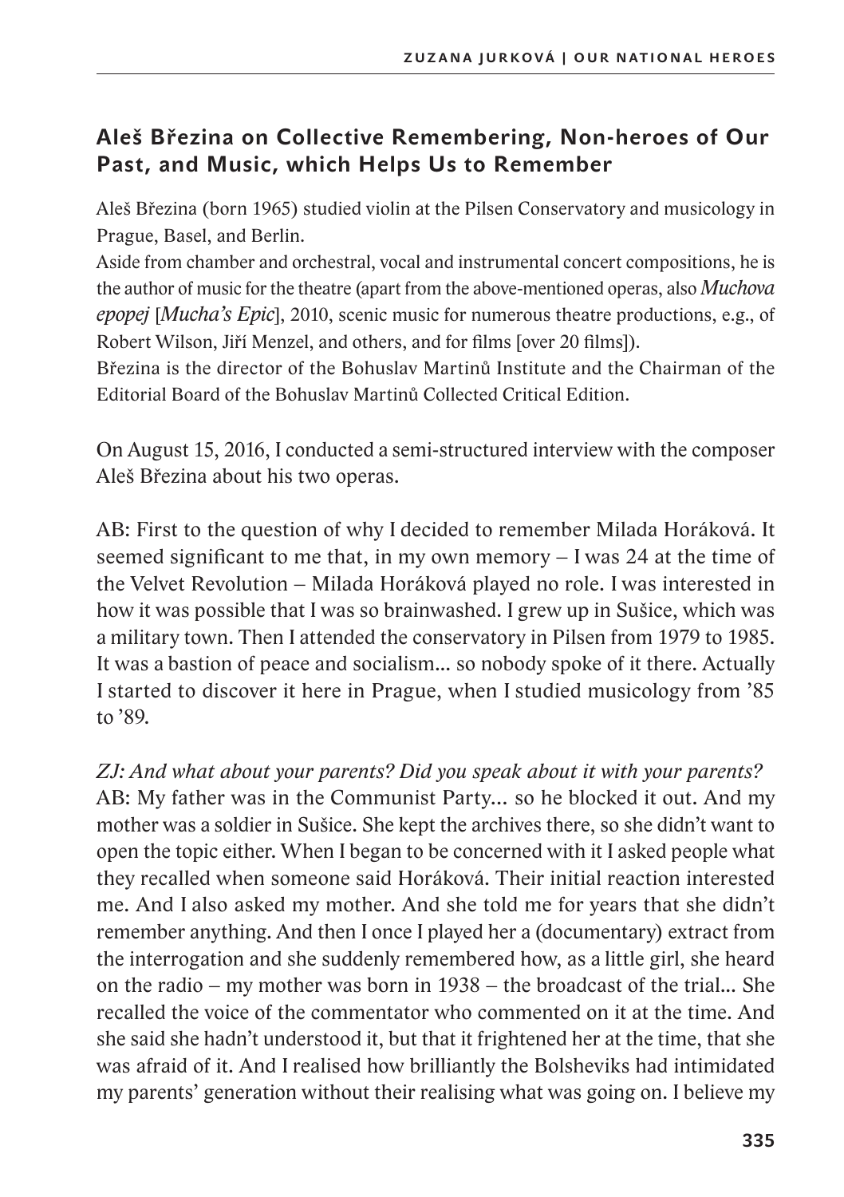## Aleš Březina on Collective Remembering, Non-heroes of Our Past, and Music, which Helps Us to Remember

Aleš Březina (born 1965) studied violin at the Pilsen Conservatory and musicology in Prague, Basel, and Berlin.

Aside from chamber and orchestral, vocal and instrumental concert compositions, he is the author of music for the theatre (apart from the above-mentioned operas, also *Muchova epopej* [*Mucha's Epic*], 2010, scenic music for numerous theatre productions, e.g., of Robert Wilson, Jiří Menzel, and others, and for films [over 20 films]).

Březina is the director of the Bohuslav Martinů Institute and the Chairman of the Editorial Board of the Bohuslav Martinů Collected Critical Edition.

On August 15, 2016, I conducted a semi-structured interview with the composer Aleš Březina about his two operas.

AB: First to the question of why I decided to remember Milada Horáková. It seemed significant to me that, in my own memory – I was 24 at the time of the Velvet Revolution – Milada Horáková played no role. I was interested in how it was possible that I was so brainwashed. I grew up in Sušice, which was a military town. Then I attended the conservatory in Pilsen from 1979 to 1985. It was a bastion of peace and socialism... so nobody spoke of it there. Actually I started to discover it here in Prague, when I studied musicology from '85 to '89.

*ZJ: And what about your parents? Did you speak about it with your parents?*
AB: My father was in the Communist Party... so he blocked it out. And my mother was a soldier in Sušice. She kept the archives there, so she didn't want to open the topic either. When I began to be concerned with it I asked people what they recalled when someone said Horáková. Their initial reaction interested me. And I also asked my mother. And she told me for years that she didn't remember anything. And then I once I played her a (documentary) extract from the interrogation and she suddenly remembered how, as a little girl, she heard on the radio – my mother was born in 1938 – the broadcast of the trial... She recalled the voice of the commentator who commented on it at the time. And she said she hadn't understood it, but that it frightened her at the time, that she was afraid of it. And I realised how brilliantly the Bolsheviks had intimidated my parents' generation without their realising what was going on. I believe my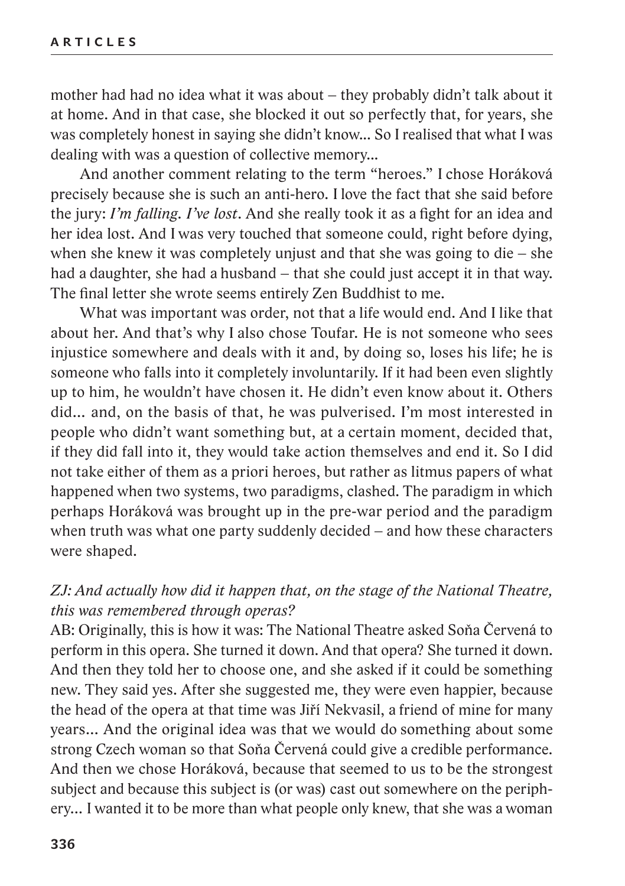mother had had no idea what it was about – they probably didn't talk about it at home. And in that case, she blocked it out so perfectly that, for years, she was completely honest in saying she didn't know... So I realised that what I was dealing with was a question of collective memory...

And another comment relating to the term "heroes." I chose Horáková precisely because she is such an anti-hero. I love the fact that she said before the jury: *I'm falling. I've lost*. And she really took it as a fight for an idea and her idea lost. And I was very touched that someone could, right before dying, when she knew it was completely unjust and that she was going to die – she had a daughter, she had a husband – that she could just accept it in that way. The final letter she wrote seems entirely Zen Buddhist to me.

What was important was order, not that a life would end. And I like that about her. And that's why I also chose Toufar. He is not someone who sees injustice somewhere and deals with it and, by doing so, loses his life; he is someone who falls into it completely involuntarily. If it had been even slightly up to him, he wouldn't have chosen it. He didn't even know about it. Others did... and, on the basis of that, he was pulverised. I'm most interested in people who didn't want something but, at a certain moment, decided that, if they did fall into it, they would take action themselves and end it. So I did not take either of them as a priori heroes, but rather as litmus papers of what happened when two systems, two paradigms, clashed. The paradigm in which perhaps Horáková was brought up in the pre-war period and the paradigm when truth was what one party suddenly decided – and how these characters were shaped.

*ZJ: And actually how did it happen that, on the stage of the National Theatre, this was remembered through operas?*

AB: Originally, this is how it was: The National Theatre asked Soňa Červená to perform in this opera. She turned it down. And that opera? She turned it down. And then they told her to choose one, and she asked if it could be something new. They said yes. After she suggested me, they were even happier, because the head of the opera at that time was Jiří Nekvasil, a friend of mine for many years... And the original idea was that we would do something about some strong Czech woman so that Soňa Červená could give a credible performance. And then we chose Horáková, because that seemed to us to be the strongest subject and because this subject is (or was) cast out somewhere on the periphery... I wanted it to be more than what people only knew, that she was a woman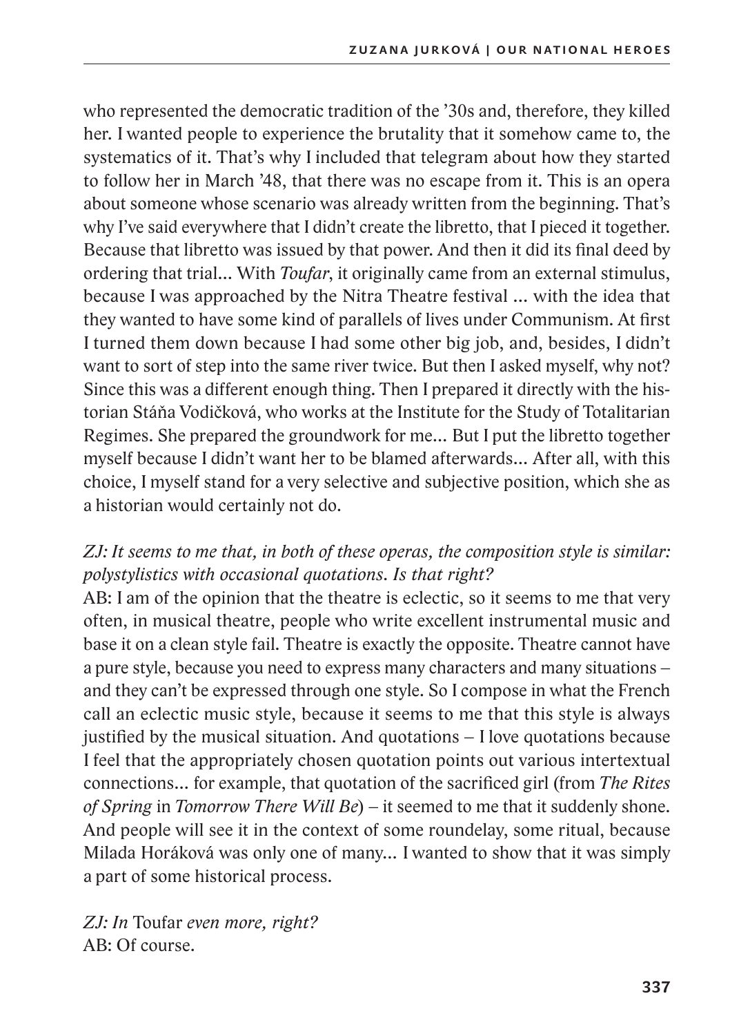who represented the democratic tradition of the '30s and, therefore, they killed her. I wanted people to experience the brutality that it somehow came to, the systematics of it. That's why I included that telegram about how they started to follow her in March '48, that there was no escape from it. This is an opera about someone whose scenario was already written from the beginning. That's why I've said everywhere that I didn't create the libretto, that I pieced it together. Because that libretto was issued by that power. And then it did its final deed by ordering that trial… With *Toufar*, it originally came from an external stimulus, because I was approached by the Nitra Theatre festival … with the idea that they wanted to have some kind of parallels of lives under Communism. At first I turned them down because I had some other big job, and, besides, I didn't want to sort of step into the same river twice. But then I asked myself, why not? Since this was a different enough thing. Then I prepared it directly with the historian Stáňa Vodičková, who works at the Institute for the Study of Totalitarian Regimes. She prepared the groundwork for me… But I put the libretto together myself because I didn't want her to be blamed afterwards… After all, with this choice, I myself stand for a very selective and subjective position, which she as a historian would certainly not do.

*ZJ: It seems to me that, in both of these operas, the composition style is similar: polystylistics with occasional quotations. Is that right?*

AB: I am of the opinion that the theatre is eclectic, so it seems to me that very often, in musical theatre, people who write excellent instrumental music and base it on a clean style fail. Theatre is exactly the opposite. Theatre cannot have a pure style, because you need to express many characters and many situations – and they can't be expressed through one style. So I compose in what the French call an eclectic music style, because it seems to me that this style is always justified by the musical situation. And quotations – I love quotations because I feel that the appropriately chosen quotation points out various intertextual connections… for example, that quotation of the sacrificed girl (from *The Rites of Spring* in *Tomorrow There Will Be*) – it seemed to me that it suddenly shone. And people will see it in the context of some roundelay, some ritual, because Milada Horáková was only one of many… I wanted to show that it was simply a part of some historical process.

*ZJ: In* Toufar *even more, right?*

AB: Of course.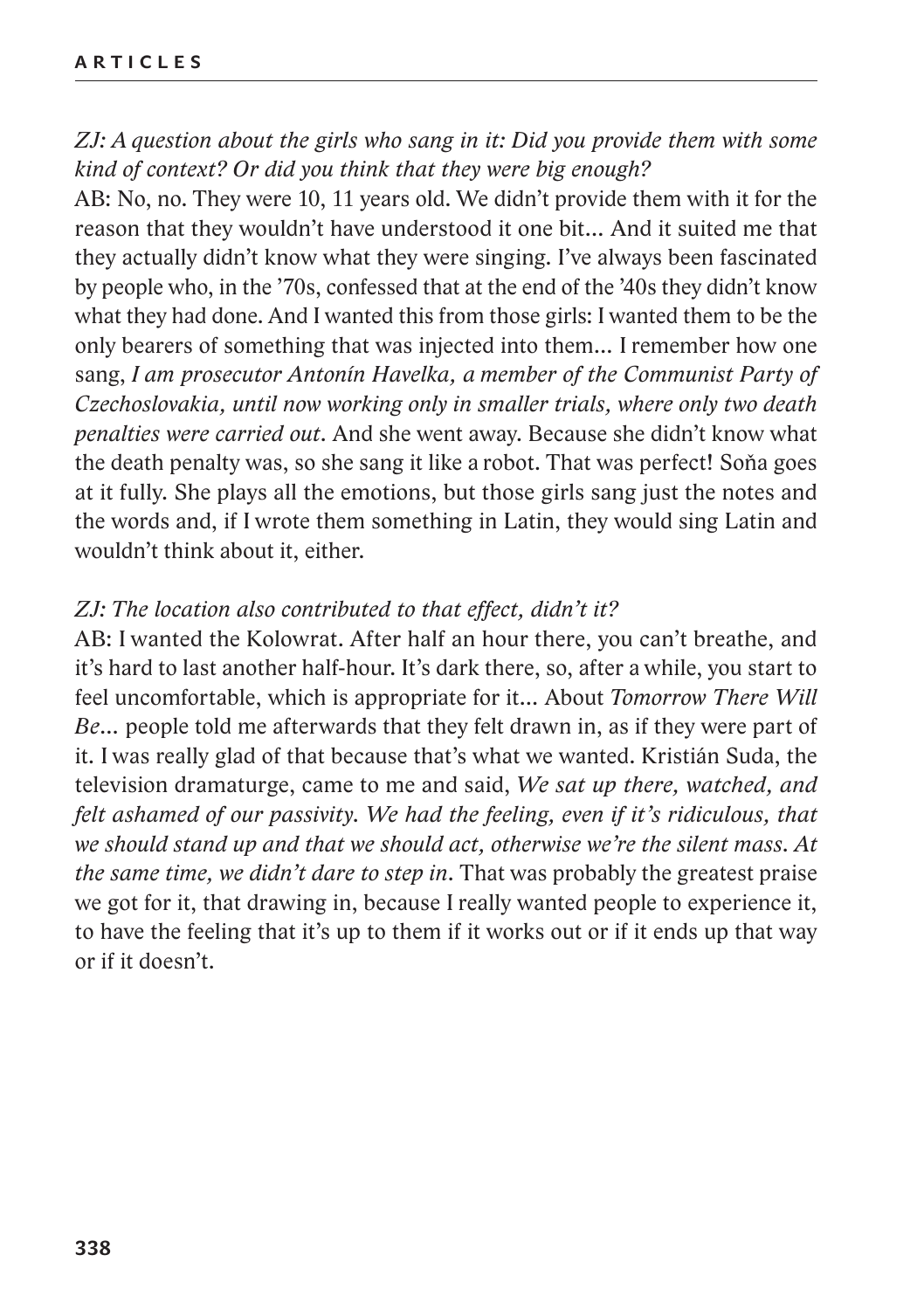*ZJ: A question about the girls who sang in it: Did you provide them with some kind of context? Or did you think that they were big enough?*

AB: No, no. They were 10, 11 years old. We didn't provide them with it for the reason that they wouldn't have understood it one bit... And it suited me that they actually didn't know what they were singing. I've always been fascinated by people who, in the '70s, confessed that at the end of the '40s they didn't know what they had done. And I wanted this from those girls: I wanted them to be the only bearers of something that was injected into them... I remember how one sang, *I am prosecutor Antonín Havelka, a member of the Communist Party of Czechoslovakia, until now working only in smaller trials, where only two death penalties were carried out*. And she went away. Because she didn't know what the death penalty was, so she sang it like a robot. That was perfect! Soňa goes at it fully. She plays all the emotions, but those girls sang just the notes and the words and, if I wrote them something in Latin, they would sing Latin and wouldn't think about it, either.

*ZJ: The location also contributed to that effect, didn't it?*

AB: I wanted the Kolowrat. After half an hour there, you can't breathe, and it's hard to last another half-hour. It's dark there, so, after a while, you start to feel uncomfortable, which is appropriate for it... About *Tomorrow There Will Be...* people told me afterwards that they felt drawn in, as if they were part of it. I was really glad of that because that's what we wanted. Kristián Suda, the television dramaturge, came to me and said, *We sat up there, watched, and felt ashamed of our passivity. We had the feeling, even if it's ridiculous, that we should stand up and that we should act, otherwise we're the silent mass. At the same time, we didn't dare to step in*. That was probably the greatest praise we got for it, that drawing in, because I really wanted people to experience it, to have the feeling that it's up to them if it works out or if it ends up that way or if it doesn't.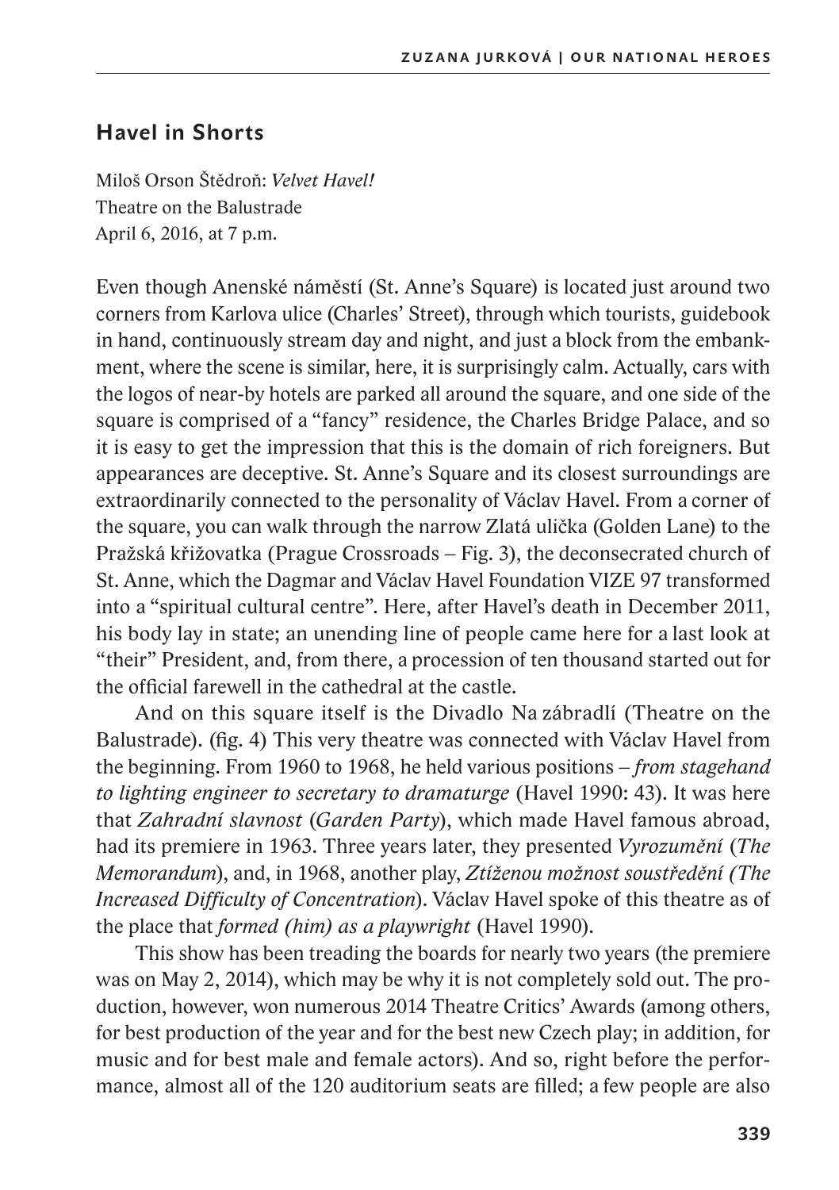## Havel in Shorts

Miloš Orson Štědroň: *Velvet Havel!*
Theatre on the Balustrade
April 6, 2016, at 7 p.m.

Even though Anenské náměstí (St. Anne's Square) is located just around two corners from Karlova ulice (Charles' Street), through which tourists, guidebook in hand, continuously stream day and night, and just a block from the embankment, where the scene is similar, here, it is surprisingly calm. Actually, cars with the logos of near-by hotels are parked all around the square, and one side of the square is comprised of a "fancy" residence, the Charles Bridge Palace, and so it is easy to get the impression that this is the domain of rich foreigners. But appearances are deceptive. St. Anne's Square and its closest surroundings are extraordinarily connected to the personality of Václav Havel. From a corner of the square, you can walk through the narrow Zlatá ulička (Golden Lane) to the Pražská křižovatka (Prague Crossroads – Fig. 3), the deconsecrated church of St. Anne, which the Dagmar and Václav Havel Foundation VIZE 97 transformed into a "spiritual cultural centre". Here, after Havel's death in December 2011, his body lay in state; an unending line of people came here for a last look at "their" President, and, from there, a procession of ten thousand started out for the official farewell in the cathedral at the castle.

And on this square itself is the Divadlo Na zábradlí (Theatre on the Balustrade). (fig. 4) This very theatre was connected with Václav Havel from the beginning. From 1960 to 1968, he held various positions – *from stagehand to lighting engineer to secretary to dramaturge* (Havel 1990: 43). It was here that *Zahradní slavnost* (*Garden Party*), which made Havel famous abroad, had its premiere in 1963. Three years later, they presented *Vyrozumění* (*The Memorandum*), and, in 1968, another play, *Ztíženou možnost soustředění (The Increased Difficulty of Concentration*). Václav Havel spoke of this theatre as of the place that *formed (him) as a playwright* (Havel 1990).

This show has been treading the boards for nearly two years (the premiere was on May 2, 2014), which may be why it is not completely sold out. The production, however, won numerous 2014 Theatre Critics' Awards (among others, for best production of the year and for the best new Czech play; in addition, for music and for best male and female actors). And so, right before the performance, almost all of the 120 auditorium seats are filled; a few people are also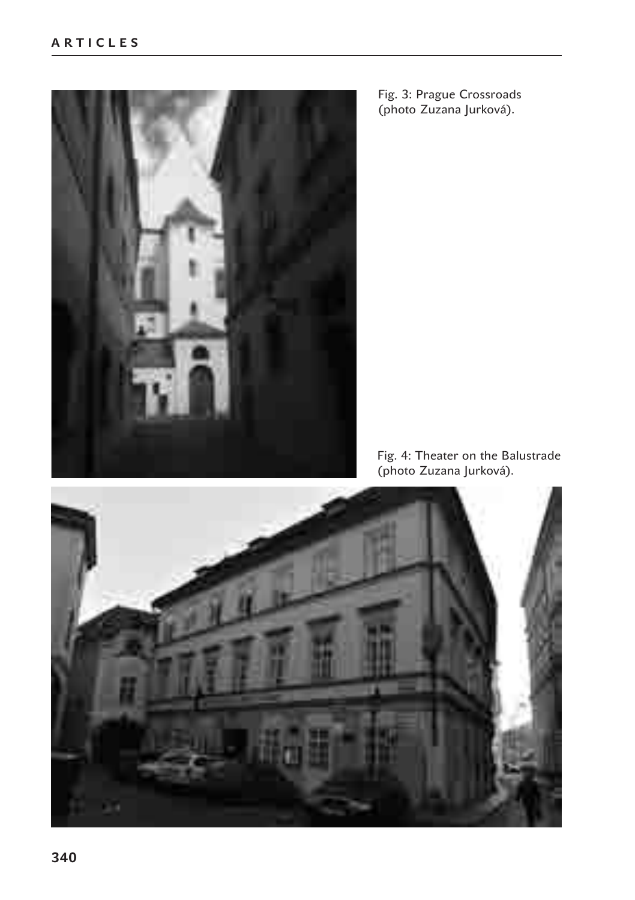Fig. 3: Prague Crossroads (photo Zuzana Jurková).

Fig. 4: Theater on the Balustrade (photo Zuzana Jurková).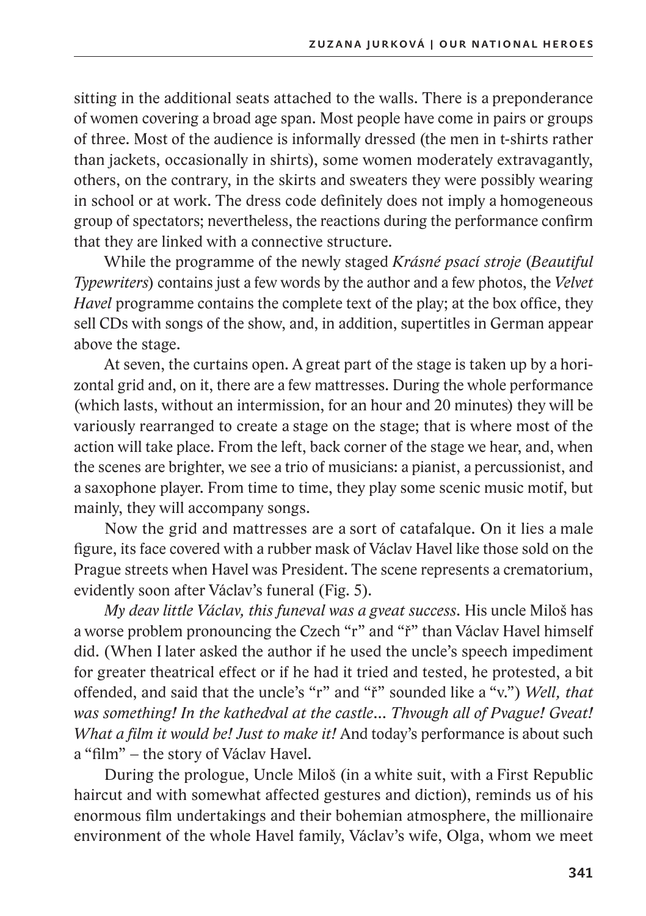sitting in the additional seats attached to the walls. There is a preponderance of women covering a broad age span. Most people have come in pairs or groups of three. Most of the audience is informally dressed (the men in t-shirts rather than jackets, occasionally in shirts), some women moderately extravagantly, others, on the contrary, in the skirts and sweaters they were possibly wearing in school or at work. The dress code definitely does not imply a homogeneous group of spectators; nevertheless, the reactions during the performance confirm that they are linked with a connective structure.

While the programme of the newly staged *Krásné psací stroje* (*Beautiful Typewriters*) contains just a few words by the author and a few photos, the *Velvet Havel* programme contains the complete text of the play; at the box office, they sell CDs with songs of the show, and, in addition, supertitles in German appear above the stage.

At seven, the curtains open. A great part of the stage is taken up by a horizontal grid and, on it, there are a few mattresses. During the whole performance (which lasts, without an intermission, for an hour and 20 minutes) they will be variously rearranged to create a stage on the stage; that is where most of the action will take place. From the left, back corner of the stage we hear, and, when the scenes are brighter, we see a trio of musicians: a pianist, a percussionist, and a saxophone player. From time to time, they play some scenic music motif, but mainly, they will accompany songs.

Now the grid and mattresses are a sort of catafalque. On it lies a male figure, its face covered with a rubber mask of Václav Havel like those sold on the Prague streets when Havel was President. The scene represents a crematorium, evidently soon after Václav's funeral (Fig. 5).

*My deav little Václav, this funeval was a gveat success*. His uncle Miloš has a worse problem pronouncing the Czech "r" and "ř" than Václav Havel himself did. (When I later asked the author if he used the uncle's speech impediment for greater theatrical effect or if he had it tried and tested, he protested, a bit offended, and said that the uncle's "r" and "ř" sounded like a "v.") *Well, that was something! In the kathedval at the castle... Thvough all of Pvague! Gveat! What a film it would be! Just to make it!* And today's performance is about such a "film" – the story of Václav Havel.

During the prologue, Uncle Miloš (in a white suit, with a First Republic haircut and with somewhat affected gestures and diction), reminds us of his enormous film undertakings and their bohemian atmosphere, the millionaire environment of the whole Havel family, Václav's wife, Olga, whom we meet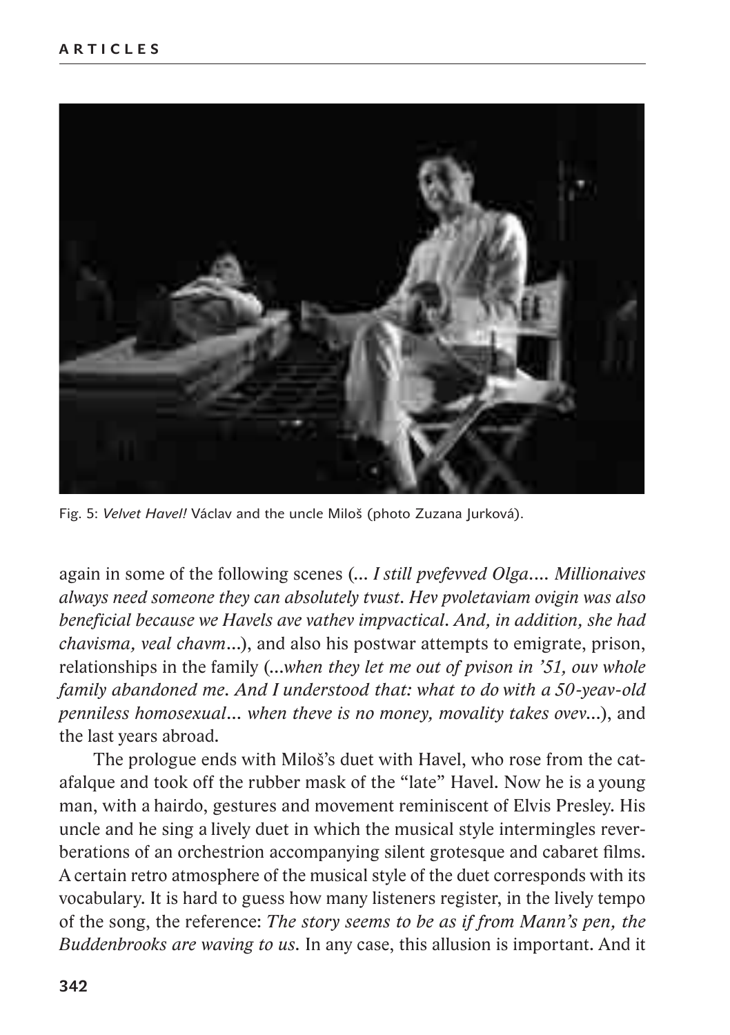Fig. 5: *Velvet Havel!* Václav and the uncle Miloš (photo Zuzana Jurková).

again in some of the following scenes (*... I still pvefevved Olga.... Millionaives always need someone they can absolutely tvust. Hev pvoletaviam ovigin was also beneficial because we Havels ave vathev impvactical. And, in addition, she had chavisma, veal chavm...*), and also his postwar attempts to emigrate, prison, relationships in the family (*...when they let me out of pvison in '51, ouv whole family abandoned me. And I understood that: what to do with a 50-yeav-old penniless homosexual... when theve is no money, movality takes ovev...*), and the last years abroad.

The prologue ends with Miloš's duet with Havel, who rose from the catafalque and took off the rubber mask of the "late" Havel. Now he is a young man, with a hairdo, gestures and movement reminiscent of Elvis Presley. His uncle and he sing a lively duet in which the musical style intermingles reverberations of an orchestrion accompanying silent grotesque and cabaret films. A certain retro atmosphere of the musical style of the duet corresponds with its vocabulary. It is hard to guess how many listeners register, in the lively tempo of the song, the reference: *The story seems to be as if from Mann's pen, the Buddenbrooks are waving to us.* In any case, this allusion is important. And it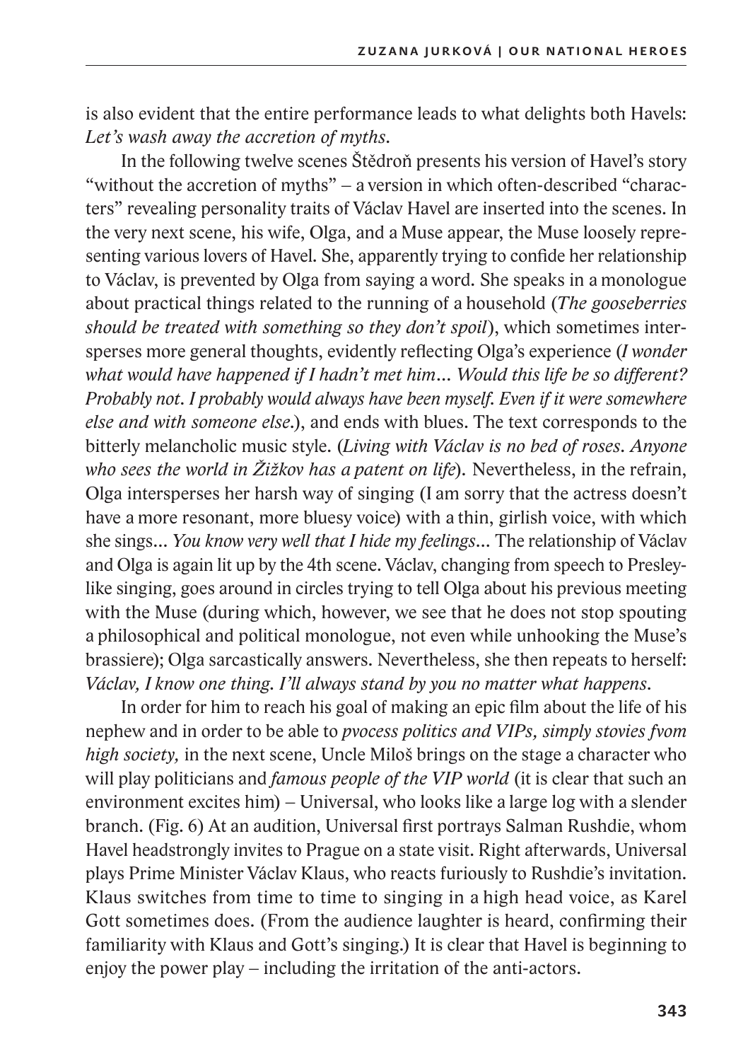is also evident that the entire performance leads to what delights both Havels: *Let's wash away the accretion of myths*.

In the following twelve scenes Štědroň presents his version of Havel's story "without the accretion of myths" – a version in which often-described "characters" revealing personality traits of Václav Havel are inserted into the scenes. In the very next scene, his wife, Olga, and a Muse appear, the Muse loosely representing various lovers of Havel. She, apparently trying to confide her relationship to Václav, is prevented by Olga from saying a word. She speaks in a monologue about practical things related to the running of a household (*The gooseberries should be treated with something so they don't spoil*), which sometimes intersperses more general thoughts, evidently reflecting Olga's experience (*I wonder what would have happened if I hadn't met him… Would this life be so different? Probably not. I probably would always have been myself. Even if it were somewhere else and with someone else*.), and ends with blues. The text corresponds to the bitterly melancholic music style. (*Living with Václav is no bed of roses. Anyone who sees the world in Žižkov has a patent on life*). Nevertheless, in the refrain, Olga intersperses her harsh way of singing (I am sorry that the actress doesn't have a more resonant, more bluesy voice) with a thin, girlish voice, with which she sings… *You know very well that I hide my feelings…* The relationship of Václav and Olga is again lit up by the 4th scene. Václav, changing from speech to Presley-like singing, goes around in circles trying to tell Olga about his previous meeting with the Muse (during which, however, we see that he does not stop spouting a philosophical and political monologue, not even while unhooking the Muse's brassiere); Olga sarcastically answers. Nevertheless, she then repeats to herself: *Václav, I know one thing. I'll always stand by you no matter what happens*.

In order for him to reach his goal of making an epic film about the life of his nephew and in order to be able to *pvocess politics and VIPs, simply stovies fvom high society,* in the next scene, Uncle Miloš brings on the stage a character who will play politicians and *famous people of the VIP world* (it is clear that such an environment excites him) – Universal, who looks like a large log with a slender branch. (Fig. 6) At an audition, Universal first portrays Salman Rushdie, whom Havel headstrongly invites to Prague on a state visit. Right afterwards, Universal plays Prime Minister Václav Klaus, who reacts furiously to Rushdie's invitation. Klaus switches from time to time to singing in a high head voice, as Karel Gott sometimes does. (From the audience laughter is heard, confirming their familiarity with Klaus and Gott's singing.) It is clear that Havel is beginning to enjoy the power play – including the irritation of the anti-actors.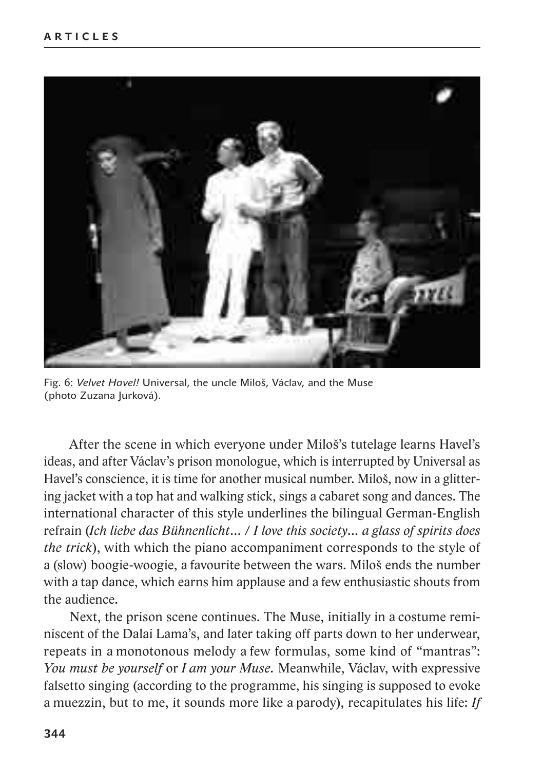Fig. 6: *Velvet Havel!* Universal, the uncle Miloš, Václav, and the Muse (photo Zuzana Jurková).

After the scene in which everyone under Miloš's tutelage learns Havel's ideas, and after Václav's prison monologue, which is interrupted by Universal as Havel's conscience, it is time for another musical number. Miloš, now in a glittering jacket with a top hat and walking stick, sings a cabaret song and dances. The international character of this style underlines the bilingual German-English refrain (*Ich liebe das Bühnenlicht… / I love this society… a glass of spirits does the trick*), with which the piano accompaniment corresponds to the style of a (slow) boogie-woogie, a favourite between the wars. Miloš ends the number with a tap dance, which earns him applause and a few enthusiastic shouts from the audience.

Next, the prison scene continues. The Muse, initially in a costume reminiscent of the Dalai Lama's, and later taking off parts down to her underwear, repeats in a monotonous melody a few formulas, some kind of "mantras": *You must be yourself* or *I am your Muse.* Meanwhile, Václav, with expressive falsetto singing (according to the programme, his singing is supposed to evoke a muezzin, but to me, it sounds more like a parody), recapitulates his life: *If*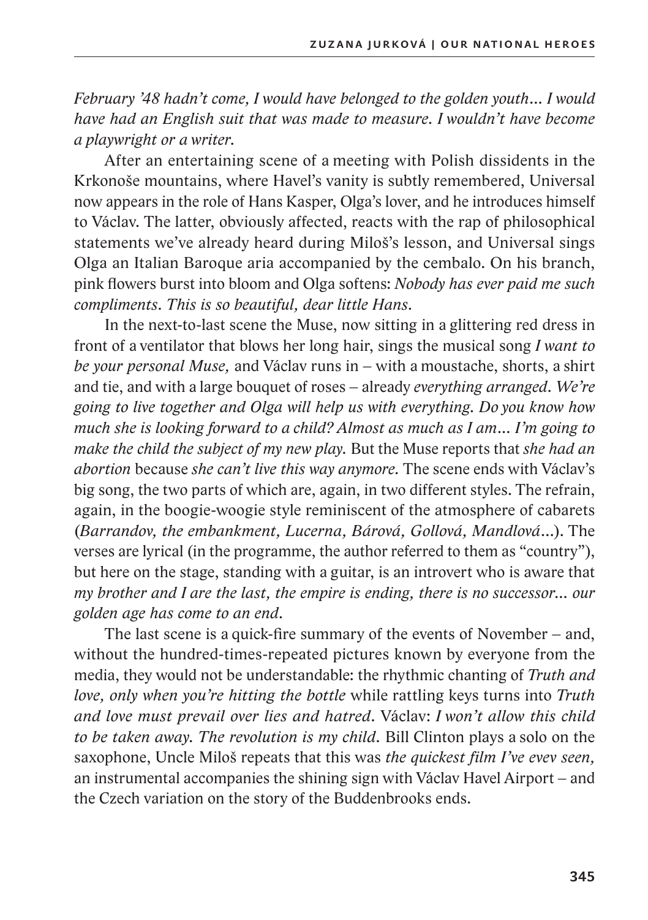*February '48 hadn't come, I would have belonged to the golden youth… I would have had an English suit that was made to measure. I wouldn't have become a playwright or a writer.*

After an entertaining scene of a meeting with Polish dissidents in the Krkonoše mountains, where Havel's vanity is subtly remembered, Universal now appears in the role of Hans Kasper, Olga's lover, and he introduces himself to Václav. The latter, obviously affected, reacts with the rap of philosophical statements we've already heard during Miloš's lesson, and Universal sings Olga an Italian Baroque aria accompanied by the cembalo. On his branch, pink flowers burst into bloom and Olga softens: *Nobody has ever paid me such compliments. This is so beautiful, dear little Hans.*

In the next-to-last scene the Muse, now sitting in a glittering red dress in front of a ventilator that blows her long hair, sings the musical song *I want to be your personal Muse,* and Václav runs in – with a moustache, shorts, a shirt and tie, and with a large bouquet of roses – already *everything arranged. We're going to live together and Olga will help us with everything. Do you know how much she is looking forward to a child? Almost as much as I am… I'm going to make the child the subject of my new play.* But the Muse reports that *she had an abortion* because *she can't live this way anymore.* The scene ends with Václav's big song, the two parts of which are, again, in two different styles. The refrain, again, in the boogie-woogie style reminiscent of the atmosphere of cabarets (*Barrandov, the embankment, Lucerna, Bárová, Gollová, Mandlová…*). The verses are lyrical (in the programme, the author referred to them as "country"), but here on the stage, standing with a guitar, is an introvert who is aware that *my brother and I are the last, the empire is ending, there is no successor… our golden age has come to an end.*

The last scene is a quick-fire summary of the events of November – and, without the hundred-times-repeated pictures known by everyone from the media, they would not be understandable: the rhythmic chanting of *Truth and love, only when you're hitting the bottle* while rattling keys turns into *Truth and love must prevail over lies and hatred.* Václav: *I won't allow this child to be taken away. The revolution is my child.* Bill Clinton plays a solo on the saxophone, Uncle Miloš repeats that this was *the quickest film I've evev seen,* an instrumental accompanies the shining sign with Václav Havel Airport – and the Czech variation on the story of the Buddenbrooks ends.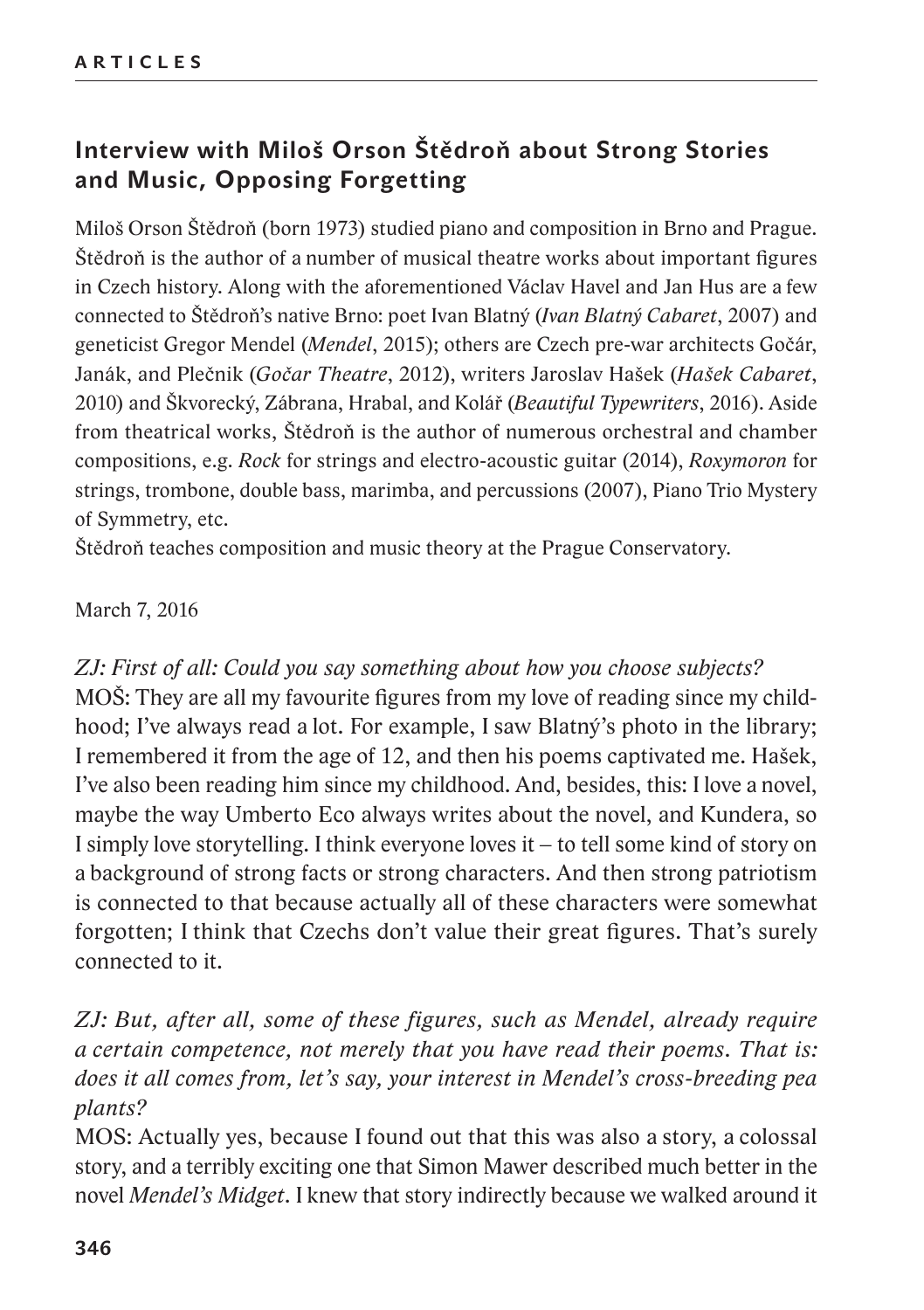## Interview with Miloš Orson Štědroň about Strong Stories and Music, Opposing Forgetting

Miloš Orson Štědroň (born 1973) studied piano and composition in Brno and Prague. Štědroň is the author of a number of musical theatre works about important figures in Czech history. Along with the aforementioned Václav Havel and Jan Hus are a few connected to Štědroň's native Brno: poet Ivan Blatný (*Ivan Blatný Cabaret*, 2007) and geneticist Gregor Mendel (*Mendel*, 2015); others are Czech pre-war architects Gočár, Janák, and Plečnik (*Gočar Theatre*, 2012), writers Jaroslav Hašek (*Hašek Cabaret*, 2010) and Škvorecký, Zábrana, Hrabal, and Kolář (*Beautiful Typewriters*, 2016). Aside from theatrical works, Štědroň is the author of numerous orchestral and chamber compositions, e.g. *Rock* for strings and electro-acoustic guitar (2014), *Roxymoron* for strings, trombone, double bass, marimba, and percussions (2007), Piano Trio Mystery of Symmetry, etc.

Štědroň teaches composition and music theory at the Prague Conservatory.

March 7, 2016

*ZJ: First of all: Could you say something about how you choose subjects?*

MOŠ: They are all my favourite figures from my love of reading since my childhood; I've always read a lot. For example, I saw Blatný's photo in the library; I remembered it from the age of 12, and then his poems captivated me. Hašek, I've also been reading him since my childhood. And, besides, this: I love a novel, maybe the way Umberto Eco always writes about the novel, and Kundera, so I simply love storytelling. I think everyone loves it – to tell some kind of story on a background of strong facts or strong characters. And then strong patriotism is connected to that because actually all of these characters were somewhat forgotten; I think that Czechs don't value their great figures. That's surely connected to it.

*ZJ: But, after all, some of these figures, such as Mendel, already require a certain competence, not merely that you have read their poems. That is: does it all comes from, let's say, your interest in Mendel's cross-breeding pea plants?*

MOS: Actually yes, because I found out that this was also a story, a colossal story, and a terribly exciting one that Simon Mawer described much better in the novel *Mendel's Midget*. I knew that story indirectly because we walked around it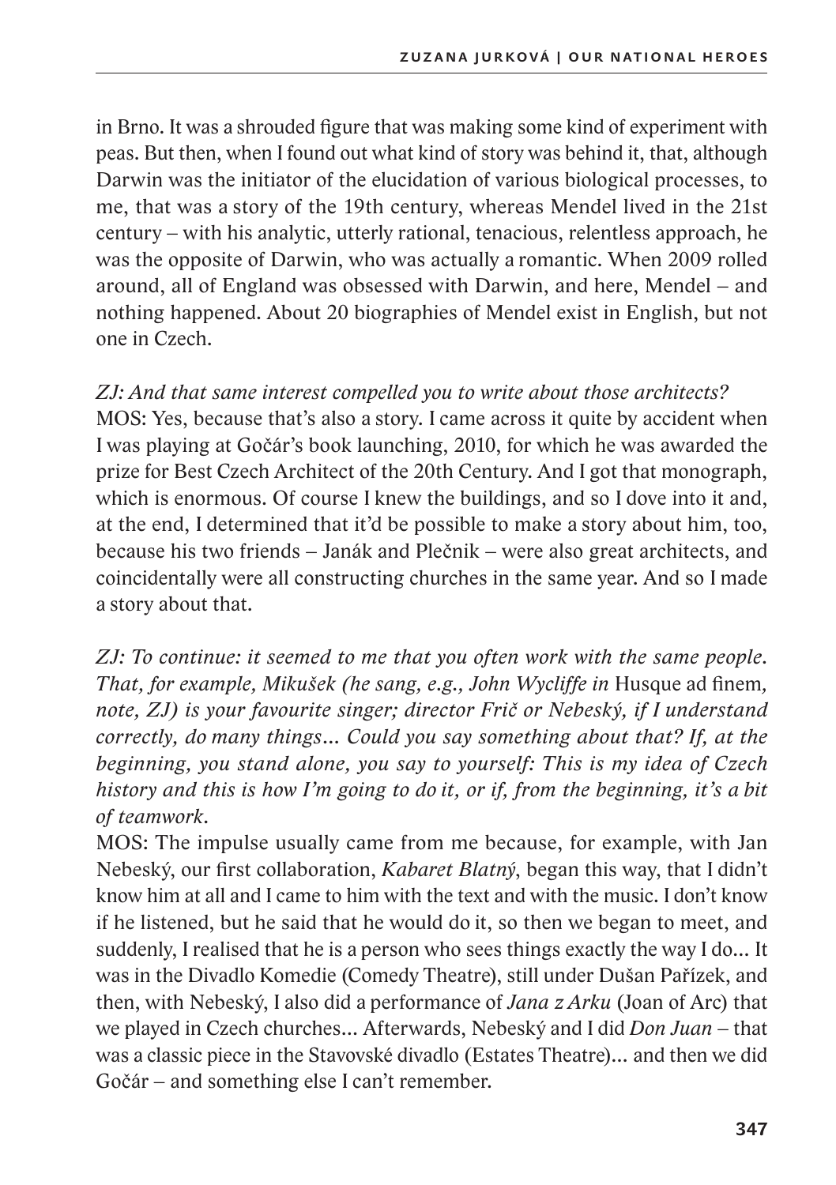in Brno. It was a shrouded figure that was making some kind of experiment with peas. But then, when I found out what kind of story was behind it, that, although Darwin was the initiator of the elucidation of various biological processes, to me, that was a story of the 19th century, whereas Mendel lived in the 21st century – with his analytic, utterly rational, tenacious, relentless approach, he was the opposite of Darwin, who was actually a romantic. When 2009 rolled around, all of England was obsessed with Darwin, and here, Mendel – and nothing happened. About 20 biographies of Mendel exist in English, but not one in Czech.

*ZJ: And that same interest compelled you to write about those architects?*
MOS: Yes, because that's also a story. I came across it quite by accident when I was playing at Gočár's book launching, 2010, for which he was awarded the prize for Best Czech Architect of the 20th Century. And I got that monograph, which is enormous. Of course I knew the buildings, and so I dove into it and, at the end, I determined that it'd be possible to make a story about him, too, because his two friends – Janák and Plečnik – were also great architects, and coincidentally were all constructing churches in the same year. And so I made a story about that.

*ZJ: To continue: it seemed to me that you often work with the same people. That, for example, Mikušek (he sang, e.g., John Wycliffe in* Husque ad finem*, note, ZJ) is your favourite singer; director Frič or Nebeský, if I understand correctly, do many things… Could you say something about that? If, at the beginning, you stand alone, you say to yourself: This is my idea of Czech history and this is how I'm going to do it, or if, from the beginning, it's a bit of teamwork.*
MOS: The impulse usually came from me because, for example, with Jan Nebeský, our first collaboration, *Kabaret Blatný*, began this way, that I didn't know him at all and I came to him with the text and with the music. I don't know if he listened, but he said that he would do it, so then we began to meet, and suddenly, I realised that he is a person who sees things exactly the way I do… It was in the Divadlo Komedie (Comedy Theatre), still under Dušan Pařízek, and then, with Nebeský, I also did a performance of *Jana z Arku* (Joan of Arc) that we played in Czech churches… Afterwards, Nebeský and I did *Don Juan* – that was a classic piece in the Stavovské divadlo (Estates Theatre)… and then we did Gočár – and something else I can't remember.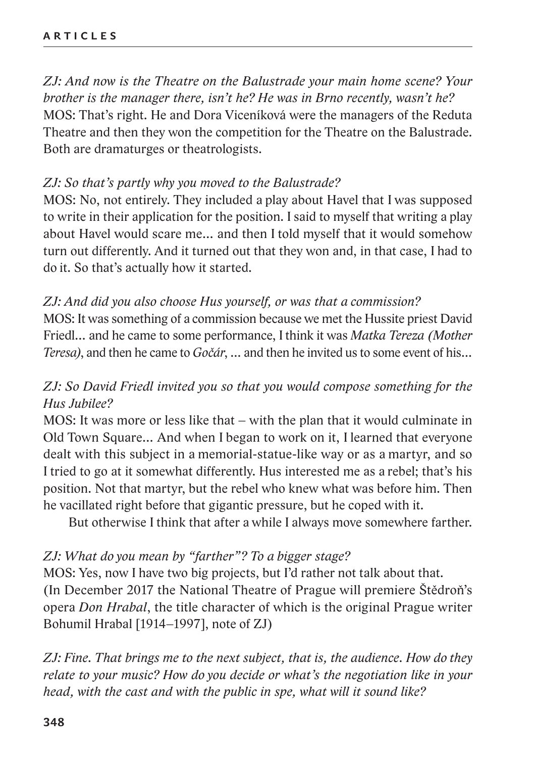*ZJ: And now is the Theatre on the Balustrade your main home scene? Your brother is the manager there, isn't he? He was in Brno recently, wasn't he?*
MOS: That's right. He and Dora Viceníková were the managers of the Reduta Theatre and then they won the competition for the Theatre on the Balustrade. Both are dramaturges or theatrologists.

*ZJ: So that's partly why you moved to the Balustrade?*
MOS: No, not entirely. They included a play about Havel that I was supposed to write in their application for the position. I said to myself that writing a play about Havel would scare me… and then I told myself that it would somehow turn out differently. And it turned out that they won and, in that case, I had to do it. So that's actually how it started.

*ZJ: And did you also choose Hus yourself, or was that a commission?*
MOS: It was something of a commission because we met the Hussite priest David Friedl… and he came to some performance, I think it was *Matka Tereza (Mother Teresa)*, and then he came to *Gočár*, … and then he invited us to some event of his…

*ZJ: So David Friedl invited you so that you would compose something for the Hus Jubilee?*
MOS: It was more or less like that – with the plan that it would culminate in Old Town Square… And when I began to work on it, I learned that everyone dealt with this subject in a memorial-statue-like way or as a martyr, and so I tried to go at it somewhat differently. Hus interested me as a rebel; that's his position. Not that martyr, but the rebel who knew what was before him. Then he vacillated right before that gigantic pressure, but he coped with it.

But otherwise I think that after a while I always move somewhere farther.

*ZJ: What do you mean by "farther"? To a bigger stage?*
MOS: Yes, now I have two big projects, but I'd rather not talk about that.
(In December 2017 the National Theatre of Prague will premiere Štědroň's opera *Don Hrabal*, the title character of which is the original Prague writer Bohumil Hrabal [1914–1997], note of ZJ)

*ZJ: Fine. That brings me to the next subject, that is, the audience. How do they relate to your music? How do you decide or what's the negotiation like in your head, with the cast and with the public in spe, what will it sound like?*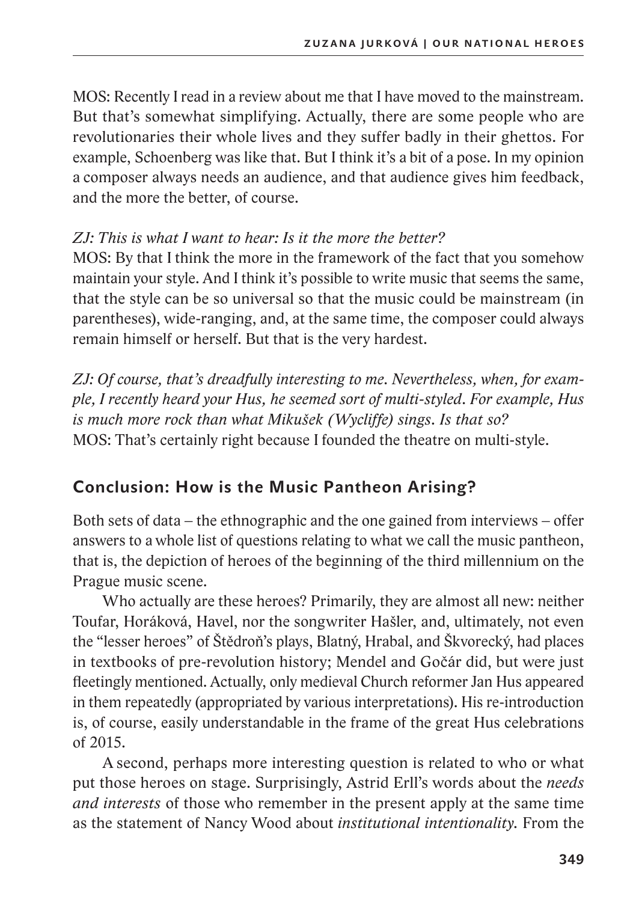MOS: Recently I read in a review about me that I have moved to the mainstream. But that's somewhat simplifying. Actually, there are some people who are revolutionaries their whole lives and they suffer badly in their ghettos. For example, Schoenberg was like that. But I think it's a bit of a pose. In my opinion a composer always needs an audience, and that audience gives him feedback, and the more the better, of course.

*ZJ: This is what I want to hear: Is it the more the better?*
MOS: By that I think the more in the framework of the fact that you somehow maintain your style. And I think it's possible to write music that seems the same, that the style can be so universal so that the music could be mainstream (in parentheses), wide-ranging, and, at the same time, the composer could always remain himself or herself. But that is the very hardest.

*ZJ: Of course, that's dreadfully interesting to me. Nevertheless, when, for example, I recently heard your Hus, he seemed sort of multi-styled. For example, Hus is much more rock than what Mikušek (Wycliffe) sings. Is that so?*
MOS: That's certainly right because I founded the theatre on multi-style.

## Conclusion: How is the Music Pantheon Arising?

Both sets of data – the ethnographic and the one gained from interviews – offer answers to a whole list of questions relating to what we call the music pantheon, that is, the depiction of heroes of the beginning of the third millennium on the Prague music scene.

Who actually are these heroes? Primarily, they are almost all new: neither Toufar, Horáková, Havel, nor the songwriter Hašler, and, ultimately, not even the "lesser heroes" of Štědroň's plays, Blatný, Hrabal, and Škvorecký, had places in textbooks of pre-revolution history; Mendel and Gočár did, but were just fleetingly mentioned. Actually, only medieval Church reformer Jan Hus appeared in them repeatedly (appropriated by various interpretations). His re-introduction is, of course, easily understandable in the frame of the great Hus celebrations of 2015.

A second, perhaps more interesting question is related to who or what put those heroes on stage. Surprisingly, Astrid Erll's words about the *needs and interests* of those who remember in the present apply at the same time as the statement of Nancy Wood about *institutional intentionality.* From the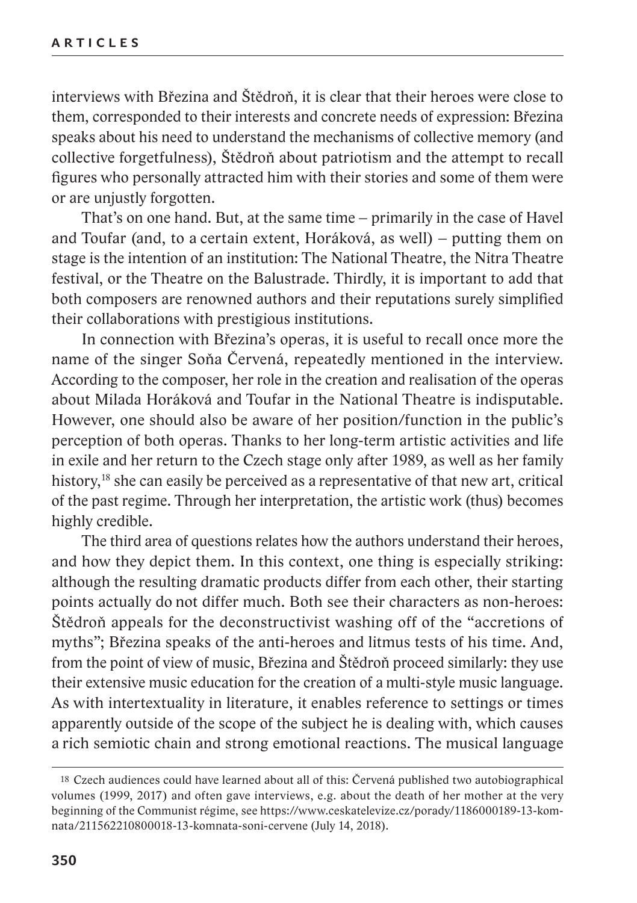interviews with Březina and Štědroň, it is clear that their heroes were close to them, corresponded to their interests and concrete needs of expression: Březina speaks about his need to understand the mechanisms of collective memory (and collective forgetfulness), Štědroň about patriotism and the attempt to recall figures who personally attracted him with their stories and some of them were or are unjustly forgotten.

That's on one hand. But, at the same time – primarily in the case of Havel and Toufar (and, to a certain extent, Horáková, as well) – putting them on stage is the intention of an institution: The National Theatre, the Nitra Theatre festival, or the Theatre on the Balustrade. Thirdly, it is important to add that both composers are renowned authors and their reputations surely simplified their collaborations with prestigious institutions.

In connection with Březina's operas, it is useful to recall once more the name of the singer Soňa Červená, repeatedly mentioned in the interview. According to the composer, her role in the creation and realisation of the operas about Milada Horáková and Toufar in the National Theatre is indisputable. However, one should also be aware of her position/function in the public's perception of both operas. Thanks to her long-term artistic activities and life in exile and her return to the Czech stage only after 1989, as well as her family history,[18] she can easily be perceived as a representative of that new art, critical of the past regime. Through her interpretation, the artistic work (thus) becomes highly credible.

The third area of questions relates how the authors understand their heroes, and how they depict them. In this context, one thing is especially striking: although the resulting dramatic products differ from each other, their starting points actually do not differ much. Both see their characters as non-heroes: Štědroň appeals for the deconstructivist washing off of the "accretions of myths"; Březina speaks of the anti-heroes and litmus tests of his time. And, from the point of view of music, Březina and Štědroň proceed similarly: they use their extensive music education for the creation of a multi-style music language. As with intertextuality in literature, it enables reference to settings or times apparently outside of the scope of the subject he is dealing with, which causes a rich semiotic chain and strong emotional reactions. The musical language

---

18 Czech audiences could have learned about all of this: Červená published two autobiographical volumes (1999, 2017) and often gave interviews, e.g. about the death of her mother at the very beginning of the Communist régime, see https://www.ceskatelevize.cz/porady/1186000189-13-komnata/211562210800018-13-komnata-soni-cervene (July 14, 2018).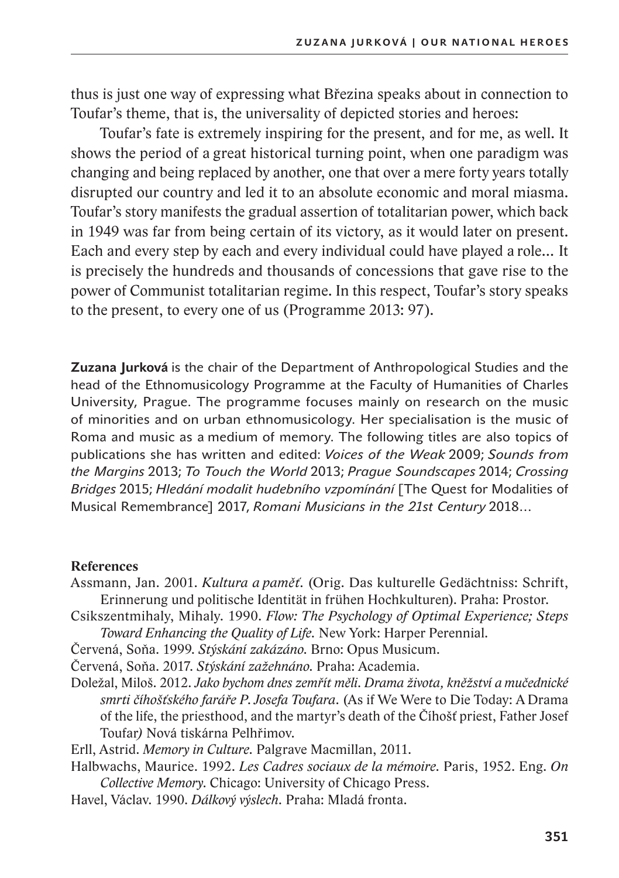thus is just one way of expressing what Březina speaks about in connection to Toufar's theme, that is, the universality of depicted stories and heroes:

> Toufar's fate is extremely inspiring for the present, and for me, as well. It shows the period of a great historical turning point, when one paradigm was changing and being replaced by another, one that over a mere forty years totally disrupted our country and led it to an absolute economic and moral miasma. Toufar's story manifests the gradual assertion of totalitarian power, which back in 1949 was far from being certain of its victory, as it would later on present. Each and every step by each and every individual could have played a role... It is precisely the hundreds and thousands of concessions that gave rise to the power of Communist totalitarian regime. In this respect, Toufar's story speaks to the present, to every one of us (Programme 2013: 97).

**Zuzana Jurková** is the chair of the Department of Anthropological Studies and the head of the Ethnomusicology Programme at the Faculty of Humanities of Charles University, Prague. The programme focuses mainly on research on the music of minorities and on urban ethnomusicology. Her specialisation is the music of Roma and music as a medium of memory. The following titles are also topics of publications she has written and edited: *Voices of the Weak* 2009; *Sounds from the Margins* 2013; *To Touch the World* 2013; *Prague Soundscapes* 2014; *Crossing Bridges* 2015; *Hledání modalit hudebního vzpomínání* [The Quest for Modalities of Musical Remembrance] 2017, *Romani Musicians in the 21st Century* 2018…

**References**

Assmann, Jan. 2001. *Kultura a paměť.* (Orig. Das kulturelle Gedächtniss: Schrift, Erinnerung und politische Identität in frühen Hochkulturen). Praha: Prostor.

Csikszentmihaly, Mihaly. 1990. *Flow: The Psychology of Optimal Experience; Steps Toward Enhancing the Quality of Life.* New York: Harper Perennial.

Červená, Soňa. 1999. *Stýskání zakázáno.* Brno: Opus Musicum.

Červená, Soňa. 2017. *Stýskání zažehnáno.* Praha: Academia.

Doležal, Miloš. 2012. *Jako bychom dnes zemřít měli. Drama života, kněžství a mučednické smrti číhošťského faráře P. Josefa Toufara.* (As if We Were to Die Today: A Drama of the life, the priesthood, and the martyr's death of the Číhošť priest, Father Josef Toufar*)* Nová tiskárna Pelhřimov.

Erll, Astrid. *Memory in Culture.* Palgrave Macmillan, 2011.

Halbwachs, Maurice. 1992. *Les Cadres sociaux de la mémoire.* Paris, 1952. Eng. *On Collective Memory.* Chicago: University of Chicago Press.

Havel, Václav. 1990. *Dálkový výslech.* Praha: Mladá fronta.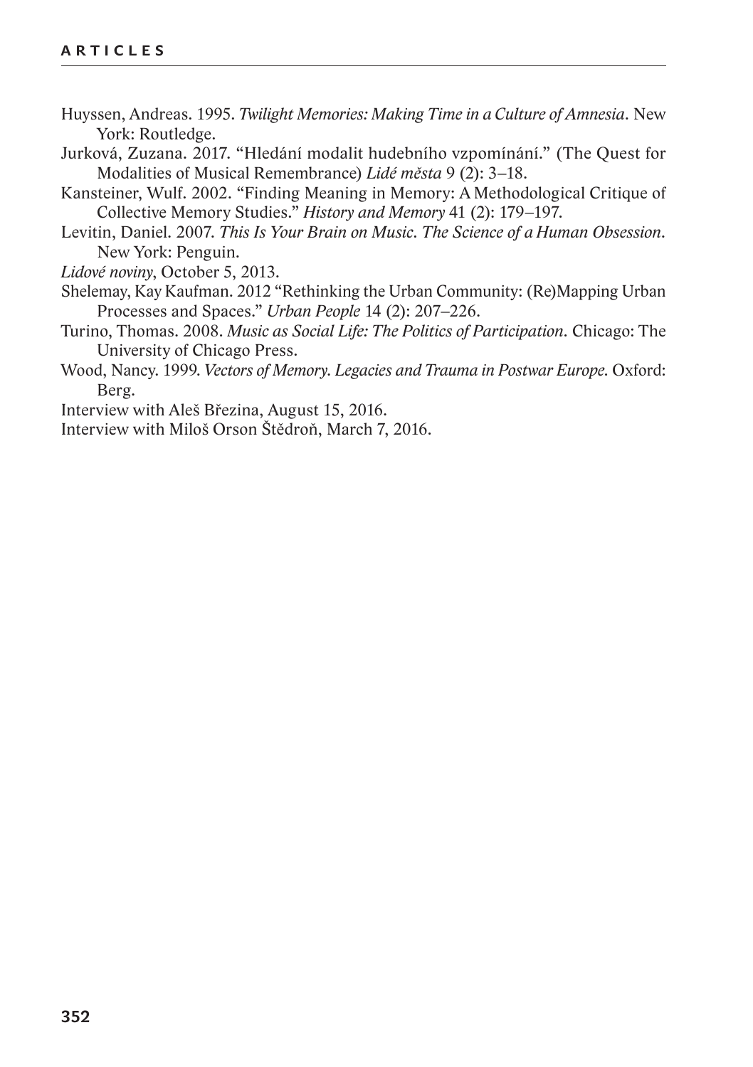Huyssen, Andreas. 1995. *Twilight Memories: Making Time in a Culture of Amnesia*. New York: Routledge.

Jurková, Zuzana. 2017. "Hledání modalit hudebního vzpomínání." (The Quest for Modalities of Musical Remembrance) *Lidé města* 9 (2): 3–18.

Kansteiner, Wulf. 2002. "Finding Meaning in Memory: A Methodological Critique of Collective Memory Studies." *History and Memory* 41 (2): 179–197.

Levitin, Daniel. 2007. *This Is Your Brain on Music. The Science of a Human Obsession*. New York: Penguin.

*Lidové noviny*, October 5, 2013.

Shelemay, Kay Kaufman. 2012 "Rethinking the Urban Community: (Re)Mapping Urban Processes and Spaces." *Urban People* 14 (2): 207–226.

Turino, Thomas. 2008. *Music as Social Life: The Politics of Participation*. Chicago: The University of Chicago Press.

Wood, Nancy. 1999. *Vectors of Memory. Legacies and Trauma in Postwar Europe*. Oxford: Berg.

Interview with Aleš Březina, August 15, 2016.

Interview with Miloš Orson Štědroň, March 7, 2016.